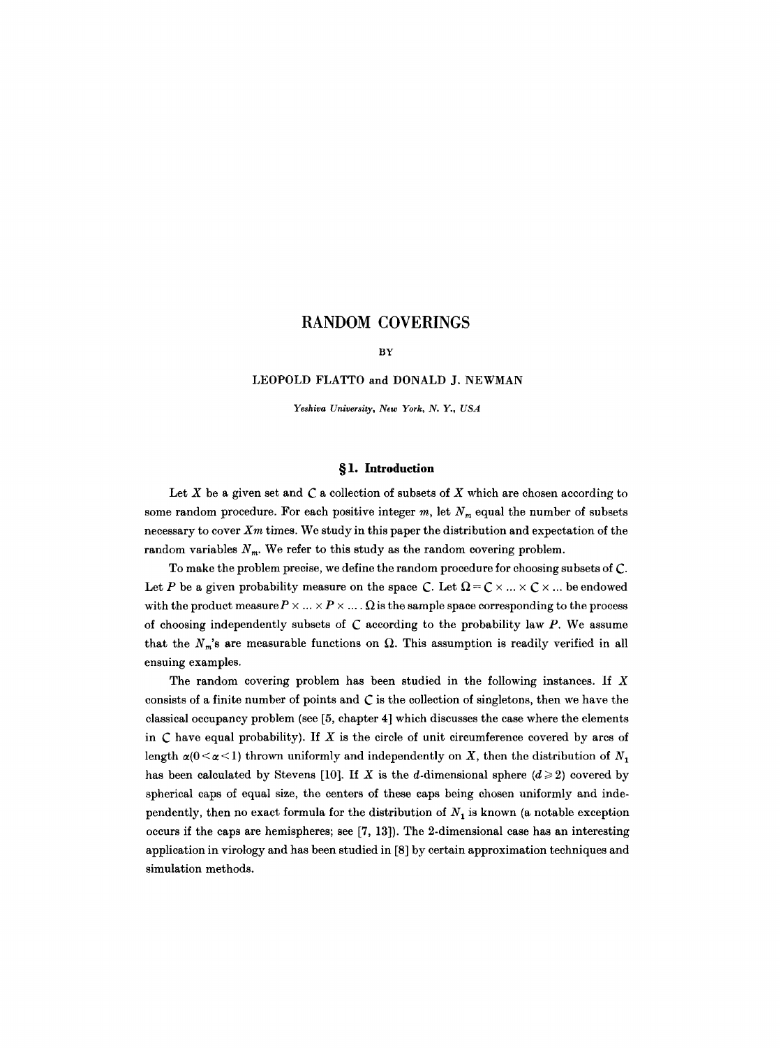# RANDOM COVERINGS

BY

LEOPOLD FLATTO and DONALD J. NEWMAN

*Yeshiva University, New York, N. Y., USA*

## §1. Introduction

Let $X$ be a given set and $\mathcal{C}$ a collection of subsets of $X$ which are chosen according to some random procedure. For each positive integer $m$, let $N_m$ equal the number of subsets necessary to cover $X m$ times. We study in this paper the distribution and expectation of the random variables $N_m$. We refer to this study as the random covering problem.

To make the problem precise, we define the random procedure for choosing subsets of $\mathcal{C}$. Let $P$ be a given probability measure on the space $\mathcal{C}$. Let $\Omega = \mathcal{C} \times \ldots \times \mathcal{C} \times \ldots$ be endowed with the product measure $P \times \ldots \times P \times \ldots$. $\Omega$ is the sample space corresponding to the process of choosing independently subsets of $\mathcal{C}$ according to the probability law $P$. We assume that the $N_m$'s are measurable functions on $\Omega$. This assumption is readily verified in all ensuing examples.

The random covering problem has been studied in the following instances. If $X$ consists of a finite number of points and $\mathcal{C}$ is the collection of singletons, then we have the classical occupancy problem (see [5, chapter 4] which discusses the case where the elements in $\mathcal{C}$ have equal probability). If $X$ is the circle of unit circumference covered by arcs of length $\alpha (0 < \alpha < 1)$ thrown uniformly and independently on $X$, then the distribution of $N_1$ has been calculated by Stevens [10]. If $X$ is the $d$-dimensional sphere $(d \geqslant 2)$ covered by spherical caps of equal size, the centers of these caps being chosen uniformly and independently, then no exact formula for the distribution of $N_1$ is known (a notable exception occurs if the caps are hemispheres; see [7, 13]). The 2-dimensional case has an interesting application in virology and has been studied in [8] by certain approximation techniques and simulation methods.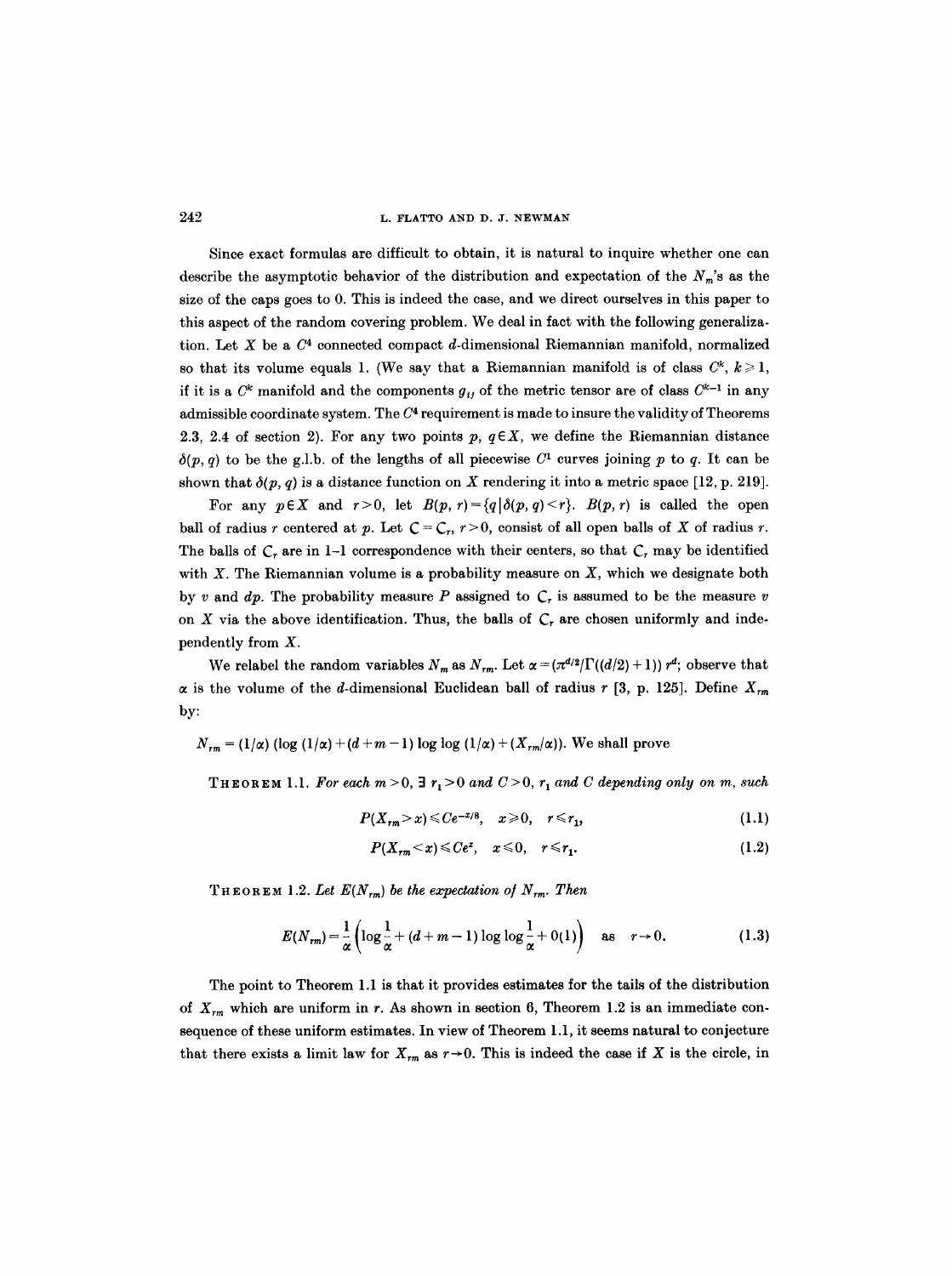Since exact formulas are difficult to obtain, it is natural to inquire whether one can describe the asymptotic behavior of the distribution and expectation of the $N_m$'s as the size of the caps goes to 0. This is indeed the case, and we direct ourselves in this paper to this aspect of the random covering problem. We deal in fact with the following generalization. Let $X$ be a $C^4$ connected compact $d$-dimensional Riemannian manifold, normalized so that its volume equals 1. (We say that a Riemannian manifold is of class $C^k$, $k \geqslant 1$, if it is a $C^k$ manifold and the components $g_{ij}$ of the metric tensor are of class $C^{k-1}$ in any admissible coordinate system. The $C^4$ requirement is made to insure the validity of Theorems 2.3, 2.4 of section 2). For any two points $p$, $q \in X$, we define the Riemannian distance $\delta(p, q)$ to be the g.l.b. of the lengths of all piecewise $C^1$ curves joining $p$ to $q$. It can be shown that $\delta(p, q)$ is a distance function on $X$ rendering it into a metric space [12, p. 219].

For any $p \in X$ and $r > 0$, let $B(p, r) = \{q \mid \delta(p, q) < r\}$. $B(p, r)$ is called the open ball of radius $r$ centered at $p$. Let $\mathcal{C} = \mathcal{C}_r$, $r > 0$, consist of all open balls of $X$ of radius $r$. The balls of $\mathcal{C}_r$ are in 1–1 correspondence with their centers, so that $\mathcal{C}_r$ may be identified with $X$. The Riemannian volume is a probability measure on $X$, which we designate both by $v$ and $dp$. The probability measure $P$ assigned to $\mathcal{C}_r$ is assumed to be the measure $v$ on $X$ via the above identification. Thus, the balls of $\mathcal{C}_r$ are chosen uniformly and independently from $X$.

We relabel the random variables $N_m$ as $N_{rm}$. Let $\alpha = (\pi^{d/2}/\Gamma((d/2)+1))\, r^d$; observe that $\alpha$ is the volume of the $d$-dimensional Euclidean ball of radius $r$ [3, p. 125]. Define $X_{rm}$ by:

$N_{rm} = (1/\alpha)\,(\log(1/\alpha) + (d+m-1)\log\log(1/\alpha) + (X_{rm}/\alpha))$. We shall prove

**Theorem 1.1.** *For each $m > 0$, $\exists\, r_1 > 0$ and $C > 0$, $r_1$ and $C$ depending only on $m$, such*

$$P(X_{rm} > x) \leqslant C e^{-x/8}, \quad x \geqslant 0, \quad r \leqslant r_1, \tag{1.1}$$

$$P(X_{rm} < x) \leqslant C e^{x}, \quad x \leqslant 0, \quad r \leqslant r_1. \tag{1.2}$$

**Theorem 1.2.** *Let $E(N_{rm})$ be the expectation of $N_{rm}$. Then*

$$E(N_{rm}) = \frac{1}{\alpha}\left(\log\frac{1}{\alpha} + (d+m-1)\log\log\frac{1}{\alpha} + 0(1)\right) \quad \text{as} \quad r \to 0. \tag{1.3}$$

The point to Theorem 1.1 is that it provides estimates for the tails of the distribution of $X_{rm}$ which are uniform in $r$. As shown in section 6, Theorem 1.2 is an immediate consequence of these uniform estimates. In view of Theorem 1.1, it seems natural to conjecture that there exists a limit law for $X_{rm}$ as $r \to 0$. This is indeed the case if $X$ is the circle, in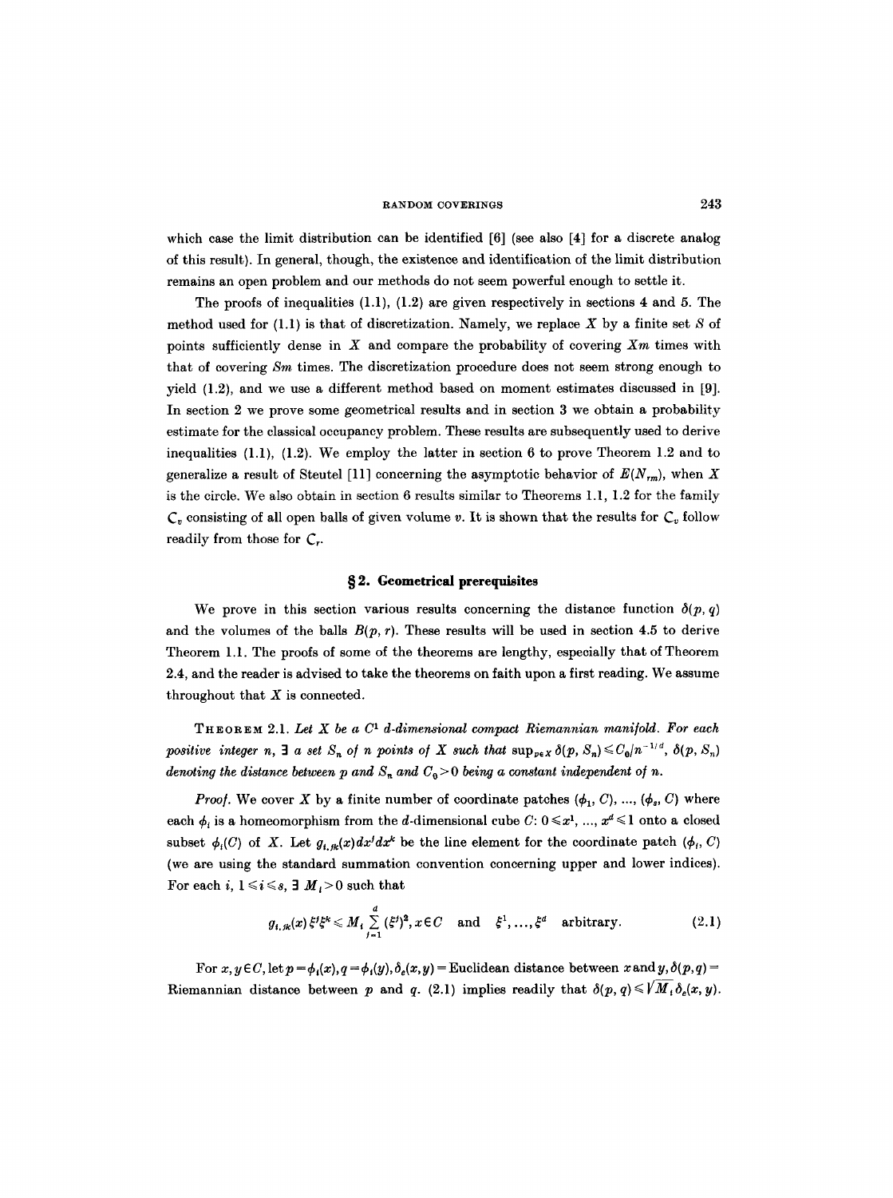which case the limit distribution can be identified [6] (see also [4] for a discrete analog of this result). In general, though, the existence and identification of the limit distribution remains an open problem and our methods do not seem powerful enough to settle it.

The proofs of inequalities (1.1), (1.2) are given respectively in sections 4 and 5. The method used for (1.1) is that of discretization. Namely, we replace $X$ by a finite set $S$ of points sufficiently dense in $X$ and compare the probability of covering $Xm$ times with that of covering $Sm$ times. The discretization procedure does not seem strong enough to yield (1.2), and we use a different method based on moment estimates discussed in [9]. In section 2 we prove some geometrical results and in section 3 we obtain a probability estimate for the classical occupancy problem. These results are subsequently used to derive inequalities (1.1), (1.2). We employ the latter in section 6 to prove Theorem 1.2 and to generalize a result of Steutel [11] concerning the asymptotic behavior of $E(N_{rm})$, when $X$ is the circle. We also obtain in section 6 results similar to Theorems 1.1, 1.2 for the family $\mathcal{C}_v$ consisting of all open balls of given volume $v$. It is shown that the results for $\mathcal{C}_v$ follow readily from those for $\mathcal{C}_r$.

## § 2. Geometrical prerequisites

We prove in this section various results concerning the distance function $\delta(p, q)$ and the volumes of the balls $B(p, r)$. These results will be used in section 4.5 to derive Theorem 1.1. The proofs of some of the theorems are lengthy, especially that of Theorem 2.4, and the reader is advised to take the theorems on faith upon a first reading. We assume throughout that $X$ is connected.

THEOREM 2.1. *Let $X$ be a $C^1$ $d$-dimensional compact Riemannian manifold. For each positive integer $n$, $\exists$ a set $S_n$ of $n$ points of $X$ such that $\sup_{p \in X} \delta(p, S_n) \leqslant C_0/n^{-1/d}$, $\delta(p, S_n)$ denoting the distance between $p$ and $S_n$ and $C_0 > 0$ being a constant independent of $n$.*

*Proof.* We cover $X$ by a finite number of coordinate patches $(\phi_1, C), \ldots, (\phi_s, C)$ where each $\phi_i$ is a homeomorphism from the $d$-dimensional cube $C$: $0 \leqslant x^1, \ldots, x^d \leqslant 1$ onto a closed subset $\phi_i(C)$ of $X$. Let $g_{i,jk}(x)\, dx^j dx^k$ be the line element for the coordinate patch $(\phi_i, C)$ (we are using the standard summation convention concerning upper and lower indices). For each $i$, $1 \leqslant i \leqslant s$, $\exists$ $M_i > 0$ such that

$$g_{i,jk}(x)\, \xi^j \xi^k \leqslant M_i \sum_{j=1}^{d} (\xi^j)^2, x \in C \quad \text{and} \quad \xi^1, \ldots, \xi^d \quad \text{arbitrary}. \tag{2.1}$$

For $x, y \in C$, let $p = \phi_i(x), q = \phi_i(y), \delta_e(x, y) =$ Euclidean distance between $x$ and $y$, $\delta(p, q) =$ Riemannian distance between $p$ and $q$. (2.1) implies readily that $\delta(p, q) \leqslant \sqrt{M_i}\, \delta_e(x, y)$.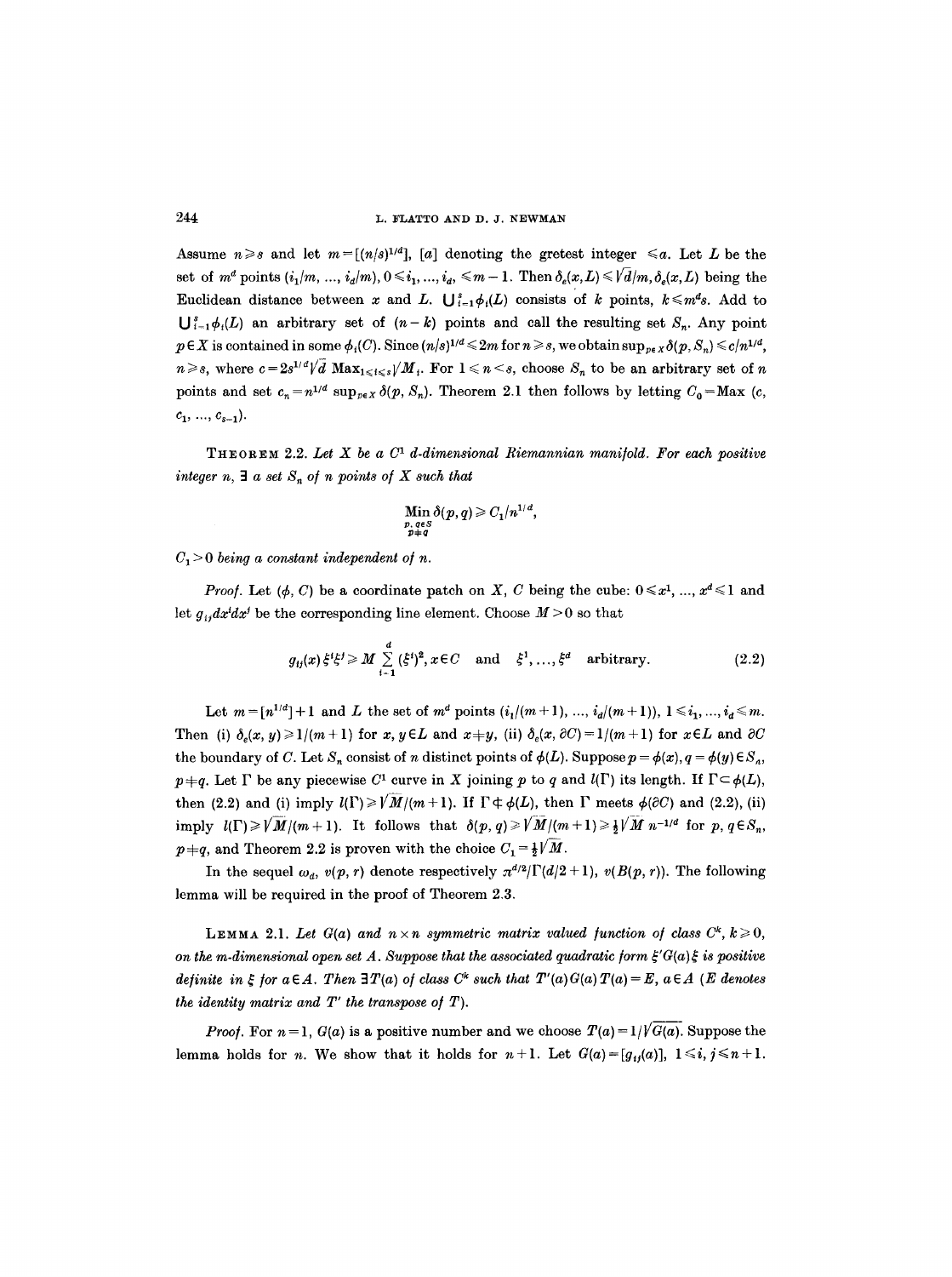Assume $n \geqslant s$ and let $m = [(n/s)^{1/d}]$, $[a]$ denoting the gretest integer $\leqslant a$. Let $L$ be the set of $m^d$ points $(i_1/m, \ldots, i_d/m)$, $0 \leqslant i_1, \ldots, i_d, \leqslant m-1$. Then $\delta_e(x, L) \leqslant \sqrt{d}/m$, $\delta_e(x, L)$ being the Euclidean distance between $x$ and $L$. $\bigcup_{i=1}^{s} \phi_i(L)$ consists of $k$ points, $k \leqslant m^d s$. Add to $\bigcup_{i=1}^{s} \phi_i(L)$ an arbitrary set of $(n-k)$ points and call the resulting set $S_n$. Any point $p \in X$ is contained in some $\phi_i(C)$. Since $(n/s)^{1/d} \leqslant 2m$ for $n \geqslant s$, we obtain $\sup_{p \in X} \delta(p, S_n) \leqslant c/n^{1/d}$, $n \geqslant s$, where $c = 2s^{1/d}\sqrt{d}\ \mathrm{Max}_{1 \leqslant i \leqslant s} \sqrt{M_i}$. For $1 \leqslant n < s$, choose $S_n$ to be an arbitrary set of $n$ points and set $c_n = n^{1/d} \sup_{p \in X} \delta(p, S_n)$. Theorem 2.1 then follows by letting $C_0 = \mathrm{Max}\,(c, c_1, \ldots, c_{s-1})$.

THEOREM 2.2. *Let $X$ be a $C^1$ $d$-dimensional Riemannian manifold. For each positive integer $n$, $\exists$ a set $S_n$ of $n$ points of $X$ such that*

$$\operatorname*{Min}_{\substack{p,\, q \in S \\ p \neq q}} \delta(p, q) \geqslant C_1/n^{1/d},$$

*$C_1 > 0$ being a constant independent of $n$.*

*Proof.* Let $(\phi, C)$ be a coordinate patch on $X$, $C$ being the cube: $0 \leqslant x^1, \ldots, x^d \leqslant 1$ and let $g_{ij}dx^i dx^j$ be the corresponding line element. Choose $M > 0$ so that

$$g_{ij}(x)\,\xi^i \xi^j \geqslant M \sum_{i=1}^{d} (\xi^i)^2, \; x \in C \quad \text{and} \quad \xi^1, \ldots, \xi^d \quad \text{arbitrary}. \tag{2.2}$$

Let $m = [n^{1/d}] + 1$ and $L$ the set of $m^d$ points $(i_1/(m+1), \ldots, i_d/(m+1))$, $1 \leqslant i_1, \ldots, i_d \leqslant m$. Then (i) $\delta_e(x, y) \geqslant 1/(m+1)$ for $x, y \in L$ and $x \neq y$, (ii) $\delta_e(x, \partial C) = 1/(m+1)$ for $x \in L$ and $\partial C$ the boundary of $C$. Let $S_n$ consist of $n$ distinct points of $\phi(L)$. Suppose $p = \phi(x), q = \phi(y) \in S_n$, $p \neq q$. Let $\Gamma$ be any piecewise $C^1$ curve in $X$ joining $p$ to $q$ and $l(\Gamma)$ its length. If $\Gamma \subset \phi(L)$, then (2.2) and (i) imply $l(\Gamma) \geqslant \sqrt{M}/(m+1)$. If $\Gamma \not\subset \phi(L)$, then $\Gamma$ meets $\phi(\partial C)$ and (2.2), (ii) imply $l(\Gamma) \geqslant \sqrt{M}/(m+1)$. It follows that $\delta(p, q) \geqslant \sqrt{M}/(m+1) \geqslant \frac{1}{2}\sqrt{M}\, n^{-1/d}$ for $p, q \in S_n$, $p \neq q$, and Theorem 2.2 is proven with the choice $C_1 = \frac{1}{2}\sqrt{M}$.

In the sequel $\omega_d$, $v(p, r)$ denote respectively $\pi^{d/2}/\Gamma(d/2+1)$, $v(B(p, r))$. The following lemma will be required in the proof of Theorem 2.3.

LEMMA 2.1. *Let $G(a)$ and $n \times n$ symmetric matrix valued function of class $C^k$, $k \geqslant 0$, on the $m$-dimensional open set $A$. Suppose that the associated quadratic form $\xi' G(a) \xi$ is positive definite in $\xi$ for $a \in A$. Then $\exists T(a)$ of class $C^k$ such that $T'(a)G(a)T(a) = E$, $a \in A$ ($E$ denotes the identity matrix and $T'$ the transpose of $T$).*

*Proof.* For $n = 1$, $G(a)$ is a positive number and we choose $T(a) = 1/\sqrt{G(a)}$. Suppose the lemma holds for $n$. We show that it holds for $n+1$. Let $G(a) = [g_{ij}(a)]$, $1 \leqslant i, j \leqslant n+1$.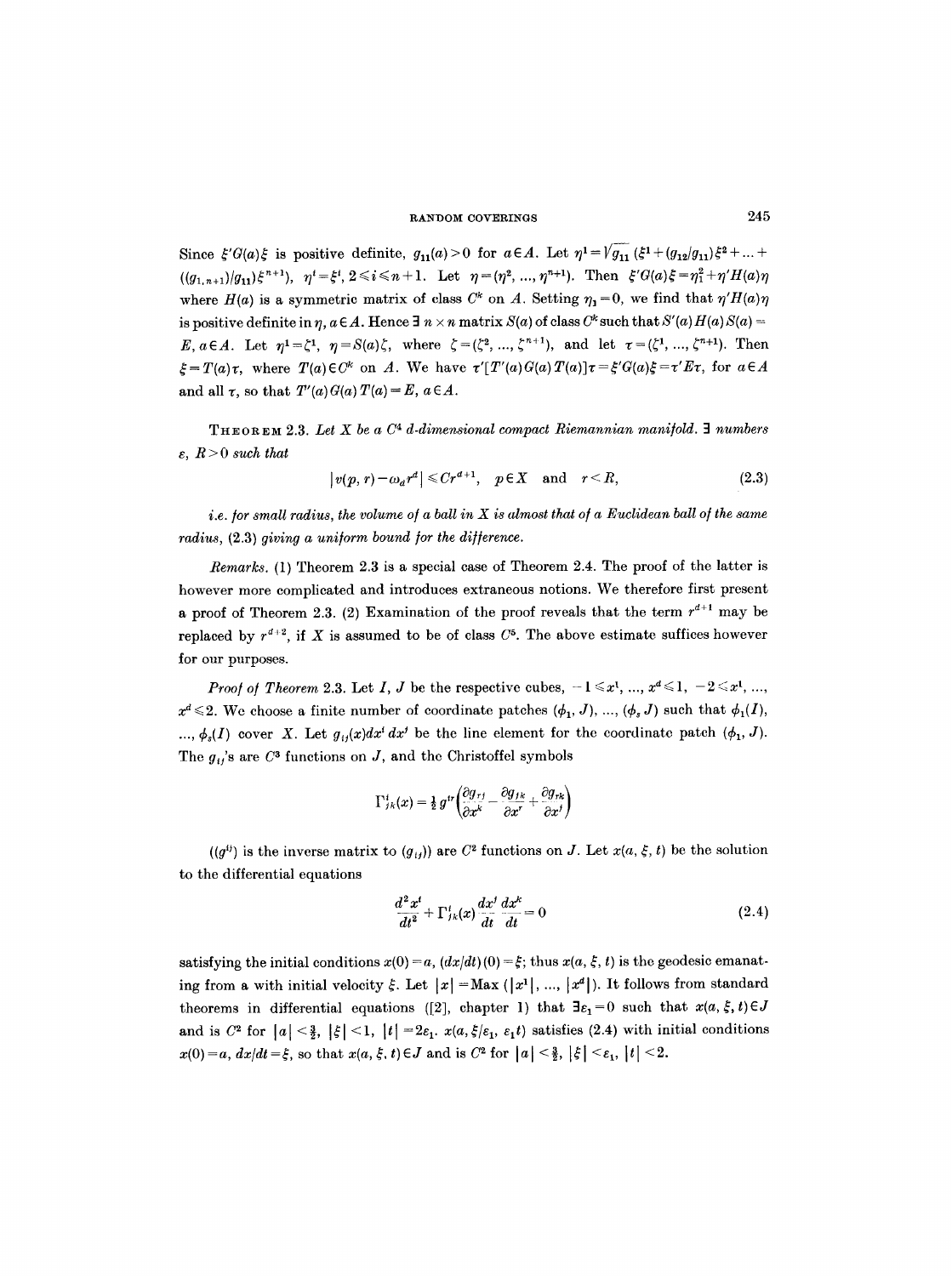Since $\xi' G(a)\xi$ is positive definite, $g_{11}(a) > 0$ for $a \in A$. Let $\eta^1 = \sqrt{g_{11}}\,(\xi^1 + (g_{12}/g_{11})\xi^2 + \ldots + ((g_{1,n+1})/g_{11})\xi^{n+1})$, $\eta^i = \xi^i$, $2 \leqslant i \leqslant n+1$. Let $\eta = (\eta^2, \ldots, \eta^{n+1})$. Then $\xi' G(a)\xi = \eta_1^2 + \eta' H(a)\eta$ where $H(a)$ is a symmetric matrix of class $C^k$ on $A$. Setting $\eta_1 = 0$, we find that $\eta' H(a)\eta$ is positive definite in $\eta$, $a \in A$. Hence $\exists$ $n \times n$ matrix $S(a)$ of class $C^k$ such that $S'(a)H(a)S(a) = E$, $a \in A$. Let $\eta^1 = \zeta^1$, $\eta = S(a)\zeta$, where $\zeta = (\zeta^2, \ldots, \zeta^{n+1})$, and let $\tau = (\zeta^1, \ldots, \zeta^{n+1})$. Then $\xi = T(a)\tau$, where $T(a) \in C^k$ on $A$. We have $\tau'[T'(a)G(a)T(a)]\tau = \xi' G(a)\xi = \tau' E \tau$, for $a \in A$ and all $\tau$, so that $T'(a)G(a)T(a) = E$, $a \in A$.

**Theorem 2.3.** *Let $X$ be a $C^4$ $d$-dimensional compact Riemannian manifold. $\exists$ numbers $\varepsilon$, $R > 0$ such that*

$$|v(p, r) - \omega_d r^d| \leqslant C r^{d+1}, \quad p \in X \quad \text{and} \quad r < R, \tag{2.3}$$

*i.e. for small radius, the volume of a ball in $X$ is almost that of a Euclidean ball of the same radius, (2.3) giving a uniform bound for the difference.*

*Remarks.* (1) Theorem 2.3 is a special case of Theorem 2.4. The proof of the latter is however more complicated and introduces extraneous notions. We therefore first present a proof of Theorem 2.3. (2) Examination of the proof reveals that the term $r^{d+1}$ may be replaced by $r^{d+2}$, if $X$ is assumed to be of class $C^5$. The above estimate suffices however for our purposes.

*Proof of Theorem* 2.3. Let $I$, $J$ be the respective cubes, $-1 \leqslant x^1, \ldots, x^d \leqslant 1$, $-2 \leqslant x^1, \ldots, x^d \leqslant 2$. We choose a finite number of coordinate patches $(\phi_1, J), \ldots, (\phi_s, J)$ such that $\phi_1(I), \ldots, \phi_s(I)$ cover $X$. Let $g_{ij}(x)dx^i dx^j$ be the line element for the coordinate patch $(\phi_1, J)$. The $g_{ij}$'s are $C^3$ functions on $J$, and the Christoffel symbols

$$\Gamma^i_{jk}(x) = \tfrac{1}{2} g^{ir}\left(\frac{\partial g_{rj}}{\partial x^k} - \frac{\partial g_{jk}}{\partial x^r} + \frac{\partial g_{rk}}{\partial x^j}\right)$$

($(g^{ij})$ is the inverse matrix to $(g_{ij})$) are $C^2$ functions on $J$. Let $x(a, \xi, t)$ be the solution to the differential equations

$$\frac{d^2 x^i}{dt^2} + \Gamma^i_{jk}(x)\frac{dx^j}{dt}\frac{dx^k}{dt} = 0 \tag{2.4}$$

satisfying the initial conditions $x(0) = a$, $(dx/dt)(0) = \xi$; thus $x(a, \xi, t)$ is the geodesic emanating from $a$ with initial velocity $\xi$. Let $|x| = \text{Max}\,(|x^1|, \ldots, |x^d|)$. It follows from standard theorems in differential equations ([2], chapter 1) that $\exists \varepsilon_1 = 0$ such that $x(a, \xi, t) \in J$ and is $C^2$ for $|a| < \frac{3}{2}$, $|\xi| < 1$, $|t| = 2\varepsilon_1$. $x(a, \xi/\varepsilon_1, \varepsilon_1 t)$ satisfies (2.4) with initial conditions $x(0) = a$, $dx/dt = \xi$, so that $x(a, \xi, t) \in J$ and is $C^2$ for $|a| < \frac{3}{2}$, $|\xi| < \varepsilon_1$, $|t| < 2$.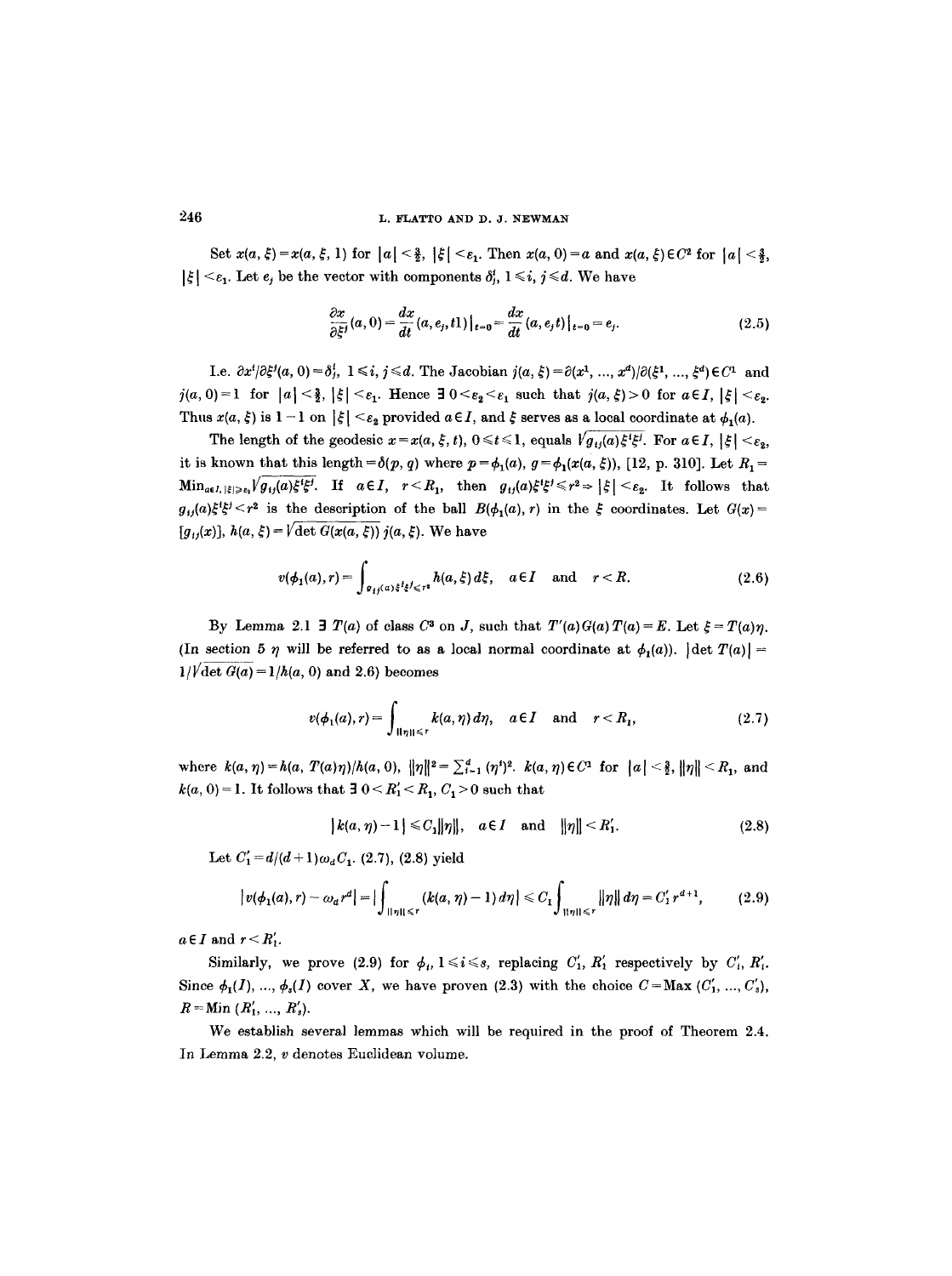Set $x(a, \xi) = x(a, \xi, 1)$ for $|a| < \frac{3}{2}$, $|\xi| < \varepsilon_1$. Then $x(a, 0) = a$ and $x(a, \xi) \in C^2$ for $|a| < \frac{3}{2}$, $|\xi| < \varepsilon_1$. Let $e_j$ be the vector with components $\delta^i_j$, $1 \leq i, j \leq d$. We have

$$\frac{\partial x}{\partial \xi^j}(a, 0) = \frac{dx}{dt}(a, e_j, t1)\big|_{t=0} = \frac{dx}{dt}(a, e_j t)\big|_{t=0} = e_j. \tag{2.5}$$

I.e. $\partial x^i/\partial \xi^j(a, 0) = \delta^i_j$, $1 \leq i, j \leq d$. The Jacobian $j(a, \xi) = \partial(x^1, ..., x^d)/\partial(\xi^1, ..., \xi^d) \in C^1$ and $j(a, 0) = 1$ for $|a| < \frac{3}{2}$, $|\xi| < \varepsilon_1$. Hence $\exists\, 0 < \varepsilon_2 < \varepsilon_1$ such that $j(a, \xi) > 0$ for $a \in I$, $|\xi| < \varepsilon_2$. Thus $x(a, \xi)$ is $1-1$ on $|\xi| < \varepsilon_2$ provided $a \in I$, and $\xi$ serves as a local coordinate at $\phi_1(a)$.

The length of the geodesic $x = x(a, \xi, t)$, $0 \leq t \leq 1$, equals $\sqrt{g_{ij}(a)\xi^i\xi^j}$. For $a \in I$, $|\xi| < \varepsilon_2$, it is known that this length $= \delta(p, q)$ where $p = \phi_1(a)$, $g = \phi_1(x(a, \xi))$, [12, p. 310]. Let $R_1 = \operatorname{Min}_{a \in I, |\xi| \geq \varepsilon_2} \sqrt{g_{ij}(a)\xi^i\xi^j}$. If $a \in I$, $r < R_1$, then $g_{ij}(a)\xi^i\xi^j \leq r^2 \Rightarrow |\xi| < \varepsilon_2$. It follows that $g_{ij}(a)\xi^i\xi^j < r^2$ is the description of the ball $B(\phi_1(a), r)$ in the $\xi$ coordinates. Let $G(x) = [g_{ij}(x)]$, $h(a, \xi) = \sqrt{\det G(x(a, \xi))}\, j(a, \xi)$. We have

$$v(\phi_1(a), r) = \int_{g_{ij}(a)\xi^i\xi^j \leq r^2} h(a, \xi)\, d\xi, \quad a \in I \quad \text{and} \quad r < R. \tag{2.6}$$

By Lemma 2.1 $\exists\, T(a)$ of class $C^3$ on $J$, such that $T'(a) G(a) T(a) = E$. Let $\xi = T(a)\eta$. (In section 5 $\eta$ will be referred to as a local normal coordinate at $\phi_1(a)$). $|\det T(a)| = 1/\sqrt{\det G(a)} = 1/h(a, 0)$ and 2.6) becomes

$$v(\phi_1(a), r) = \int_{\|\eta\| \leq r} k(a, \eta)\, d\eta, \quad a \in I \quad \text{and} \quad r < R_1, \tag{2.7}$$

where $k(a, \eta) = h(a, T(a)\eta)/h(a, 0)$, $\|\eta\|^2 = \sum_{i=1}^d (\eta^i)^2$. $k(a, \eta) \in C^1$ for $|a| < \frac{3}{2}$, $\|\eta\| < R_1$, and $k(a, 0) = 1$. It follows that $\exists\, 0 < R_1' < R_1$, $C_1 > 0$ such that

$$|k(a, \eta) - 1| \leq C_1 \|\eta\|, \quad a \in I \quad \text{and} \quad \|\eta\| < R_1'. \tag{2.8}$$

Let $C_1' = d/(d+1)\omega_d C_1$. (2.7), (2.8) yield

$$|v(\phi_1(a), r) - \omega_d r^d| = \Big|\int_{\|\eta\| \leq r} (k(a, \eta) - 1)\, d\eta\Big| \leq C_1 \int_{\|\eta\| \leq r} \|\eta\|\, d\eta = C_1' r^{d+1}, \tag{2.9}$$

$a \in I$ and $r < R_1'$.

Similarly, we prove (2.9) for $\phi_i$, $1 \leq i \leq s$, replacing $C_1'$, $R_1'$ respectively by $C_i'$, $R_i'$. Since $\phi_1(I), ..., \phi_s(I)$ cover $X$, we have proven (2.3) with the choice $C = \operatorname{Max}(C_1', ..., C_s')$, $R = \operatorname{Min}(R_1', ..., R_s')$.

We establish several lemmas which will be required in the proof of Theorem 2.4. In Lemma 2.2, $v$ denotes Euclidean volume.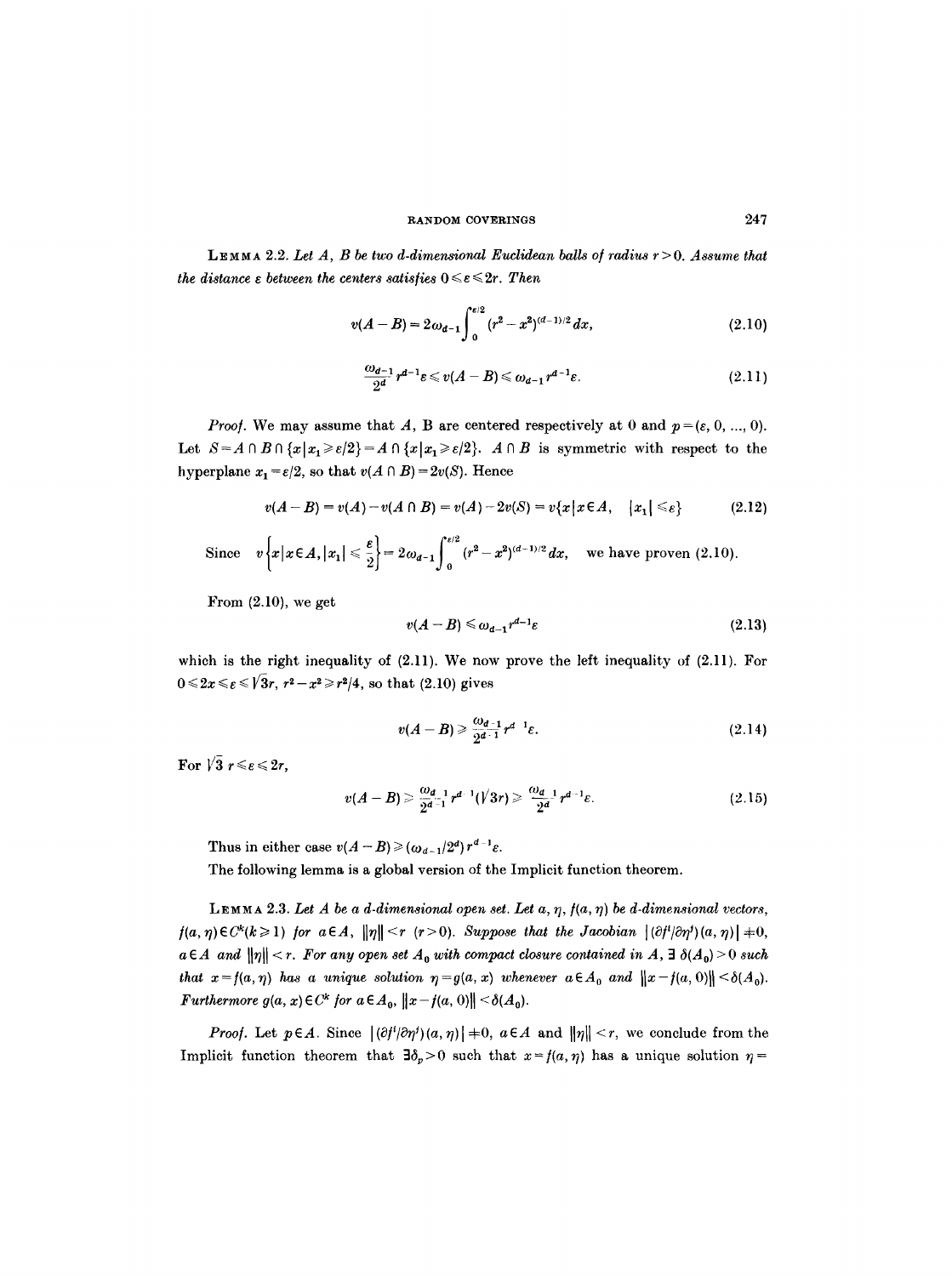**Lemma 2.2.** *Let $A$, $B$ be two $d$-dimensional Euclidean balls of radius $r > 0$. Assume that the distance $\varepsilon$ between the centers satisfies $0 \leqslant \varepsilon \leqslant 2r$. Then*

$$v(A - B) = 2\omega_{d-1} \int_0^{\varepsilon/2} (r^2 - x^2)^{(d-1)/2} dx, \tag{2.10}$$

$$\frac{\omega_{d-1}}{2^d} r^{d-1} \varepsilon \leqslant v(A - B) \leqslant \omega_{d-1} r^{d-1} \varepsilon. \tag{2.11}$$

*Proof.* We may assume that $A$, B are centered respectively at 0 and $p = (\varepsilon, 0, ..., 0)$. Let $S = A \cap B \cap \{x \mid x_1 \geqslant \varepsilon/2\} = A \cap \{x \mid x_1 \geqslant \varepsilon/2\}$. $A \cap B$ is symmetric with respect to the hyperplane $x_1 = \varepsilon/2$, so that $v(A \cap B) = 2v(S)$. Hence

$$v(A - B) = v(A) - v(A \cap B) = v(A) - 2v(S) = v\{x \mid x \in A, \quad |x_1| \leqslant \varepsilon\} \tag{2.12}$$

Since $\quad v\left\{x \mid x \in A, |x_1| \leqslant \dfrac{\varepsilon}{2}\right\} = 2\omega_{d-1} \displaystyle\int_0^{\varepsilon/2} (r^2 - x^2)^{(d-1)/2} dx, \quad$ we have proven (2.10).

From (2.10), we get

$$v(A - B) \leqslant \omega_{d-1} r^{d-1} \varepsilon \tag{2.13}$$

which is the right inequality of (2.11). We now prove the left inequality of (2.11). For $0 \leqslant 2x \leqslant \varepsilon \leqslant \sqrt{3}r$, $r^2 - x^2 \geqslant r^2/4$, so that (2.10) gives

$$v(A - B) \geqslant \frac{\omega_{d-1}}{2^{d-1}} r^{d-1} \varepsilon. \tag{2.14}$$

For $\sqrt{3}\, r \leqslant \varepsilon \leqslant 2r$,

$$v(A - B) \geqslant \frac{\omega_{d-1}}{2^{d-1}} r^{d-1} (\sqrt{3} r) \geqslant \frac{\omega_{d-1}}{2^d} r^{d-1} \varepsilon. \tag{2.15}$$

Thus in either case $v(A - B) \geqslant (\omega_{d-1}/2^d) r^{d-1} \varepsilon$.

The following lemma is a global version of the Implicit function theorem.

**Lemma 2.3.** *Let $A$ be a $d$-dimensional open set. Let $a$, $\eta$, $f(a, \eta)$ be $d$-dimensional vectors, $f(a, \eta) \in C^k (k \geqslant 1)$ for $a \in A$, $\|\eta\| < r$ $(r > 0)$. Suppose that the Jacobian $|(\partial f^i/\partial \eta^j)(a, \eta)| \neq 0$, $a \in A$ and $\|\eta\| < r$. For any open set $A_0$ with compact closure contained in $A$, $\exists\, \delta(A_0) > 0$ such that $x = f(a, \eta)$ has a unique solution $\eta = g(a, x)$ whenever $a \in A_0$ and $\|x - f(a, 0)\| < \delta(A_0)$. Furthermore $g(a, x) \in C^k$ for $a \in A_0$, $\|x - f(a, 0)\| < \delta(A_0)$.*

*Proof.* Let $p \in A$. Since $|(\partial f^i/\partial \eta^j)(a, \eta)| \neq 0$, $a \in A$ and $\|\eta\| < r$, we conclude from the Implicit function theorem that $\exists \delta_p > 0$ such that $x = f(a, \eta)$ has a unique solution $\eta =$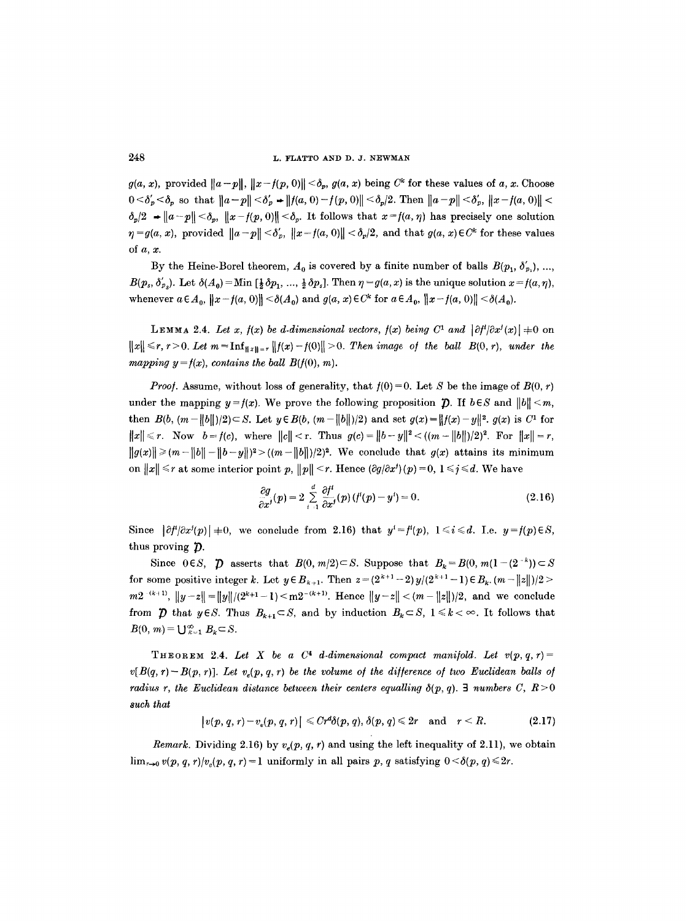$g(a, x)$, provided $\|a-p\|$, $\|x-f(p, 0)\|<\delta_p$, $g(a, x)$ being $C^k$ for these values of $a$, $x$. Choose $0<\delta'_p<\delta_p$ so that $\|a-p\|<\delta'_p \Rightarrow \|f(a, 0)-f(p, 0)\|<\delta_p/2$. Then $\|a-p\|<\delta'_p$, $\|x-f(a, 0)\|<\delta_p/2 \Rightarrow \|a-p\|<\delta_p$, $\|x-f(p, 0)\|<\delta_p$. It follows that $x=f(a, \eta)$ has precisely one solution $\eta=g(a, x)$, provided $\|a-p\|<\delta'_p$, $\|x-f(a, 0)\|<\delta_p/2$, and that $g(a, x)\in C^k$ for these values of $a$, $x$.

By the Heine-Borel theorem, $A_0$ is covered by a finite number of balls $B(p_1, \delta'_{p_1}), \ldots, B(p_s, \delta'_{p_s})$. Let $\delta(A_0)=\text{Min}\,[\frac{1}{2}\delta p_1, \ldots, \frac{1}{2}\delta p_s]$. Then $\eta=g(a, x)$ is the unique solution $x=f(a, \eta)$, whenever $a\in A_0$, $\|x-f(a, 0)\|<\delta(A_0)$ and $g(a, x)\in C^k$ for $a\in A_0$, $\|x-f(a, 0)\|<\delta(A_0)$.

LEMMA 2.4. *Let $x$, $f(x)$ be $d$-dimensional vectors, $f(x)$ being $C^1$ and $|\partial f^i/\partial x^j(x)|\neq 0$ on $\|x\|\leqslant r$, $r>0$. Let $m=\text{Inf}_{\|x\|=r}\|f(x)-f(0)\|>0$. Then image of the ball $B(0, r)$, under the mapping $y=f(x)$, contains the ball $B(f(0), m)$.*

*Proof.* Assume, without loss of generality, that $f(0)=0$. Let $S$ be the image of $B(0, r)$ under the mapping $y=f(x)$. We prove the following proposition $\mathcal{D}$. If $b\in S$ and $\|b\|<m$, then $B(b, (m-\|b\|)/2)\subset S$. Let $y\in B(b, (m-\|b\|)/2)$ and set $g(x)=\|f(x)-y\|^2$. $g(x)$ is $C^1$ for $\|x\|\leqslant r$. Now $b=f(c)$, where $\|c\|<r$. Thus $g(c)=\|b-y\|^2<((m-\|b\|)/2)^2$. For $\|x\|=r$, $\|g(x)\|\geqslant(m-\|b\|-\|b-y\|)^2>((m-\|b\|)/2)^2$. We conclude that $g(x)$ attains its minimum on $\|x\|\leqslant r$ at some interior point $p$, $\|p\|<r$. Hence $(\partial g/\partial x^j)(p)=0$, $1\leqslant j\leqslant d$. We have

$$\frac{\partial g}{\partial x^j}(p)=2\sum_{i=1}^{d}\frac{\partial f^i}{\partial x^j}(p)\,(f^i(p)-y^i)=0. \tag{2.16}$$

Since $|\partial f^i/\partial x^j(p)|\neq 0$, we conclude from 2.16) that $y^i=f^i(p)$, $1\leqslant i\leqslant d$. I.e. $y=f(p)\in S$, thus proving $\mathcal{D}$.

Since $0\in S$, $\mathcal{D}$ asserts that $B(0, m/2)\subset S$. Suppose that $B_k=B(0, m(1-(2^{-k}))\subset S$ for some positive integer $k$. Let $y\in B_{k+1}$. Then $z=(2^{k+1}-2)y/(2^{k+1}-1)\in B_k$. $(m-\|z\|)/2>m2^{-(k+1)}$, $\|y-z\|=\|y\|/(2^{k+1}-1)<m2^{-(k+1)}$. Hence $\|y-z\|<(m-\|z\|)/2$, and we conclude from $\mathcal{D}$ that $y\in S$. Thus $B_{k+1}\subset S$, and by induction $B_k\subset S$, $1\leqslant k<\infty$. It follows that $B(0, m)=\bigcup_{k=1}^{\infty}B_k\subset S$.

THEOREM 2.4. *Let $X$ be a $C^4$ $d$-dimensional compact manifold. Let $v(p, q, r)=v[B(q, r)-B(p, r)]$. Let $v_e(p, q, r)$ be the volume of the difference of two Euclidean balls of radius $r$, the Euclidean distance between their centers equalling $\delta(p, q)$. $\exists$ numbers $C$, $R>0$ such that*

$$|v(p, q, r)-v_e(p, q, r)|\leqslant Cr^d\delta(p, q),\ \delta(p, q)\leqslant 2r \quad \text{and} \quad r<R. \tag{2.17}$$

*Remark.* Dividing 2.16) by $v_e(p, q, r)$ and using the left inequality of 2.11), we obtain $\lim_{r\to 0}v(p, q, r)/v_e(p, q, r)=1$ uniformly in all pairs $p$, $q$ satisfying $0<\delta(p, q)\leqslant 2r$.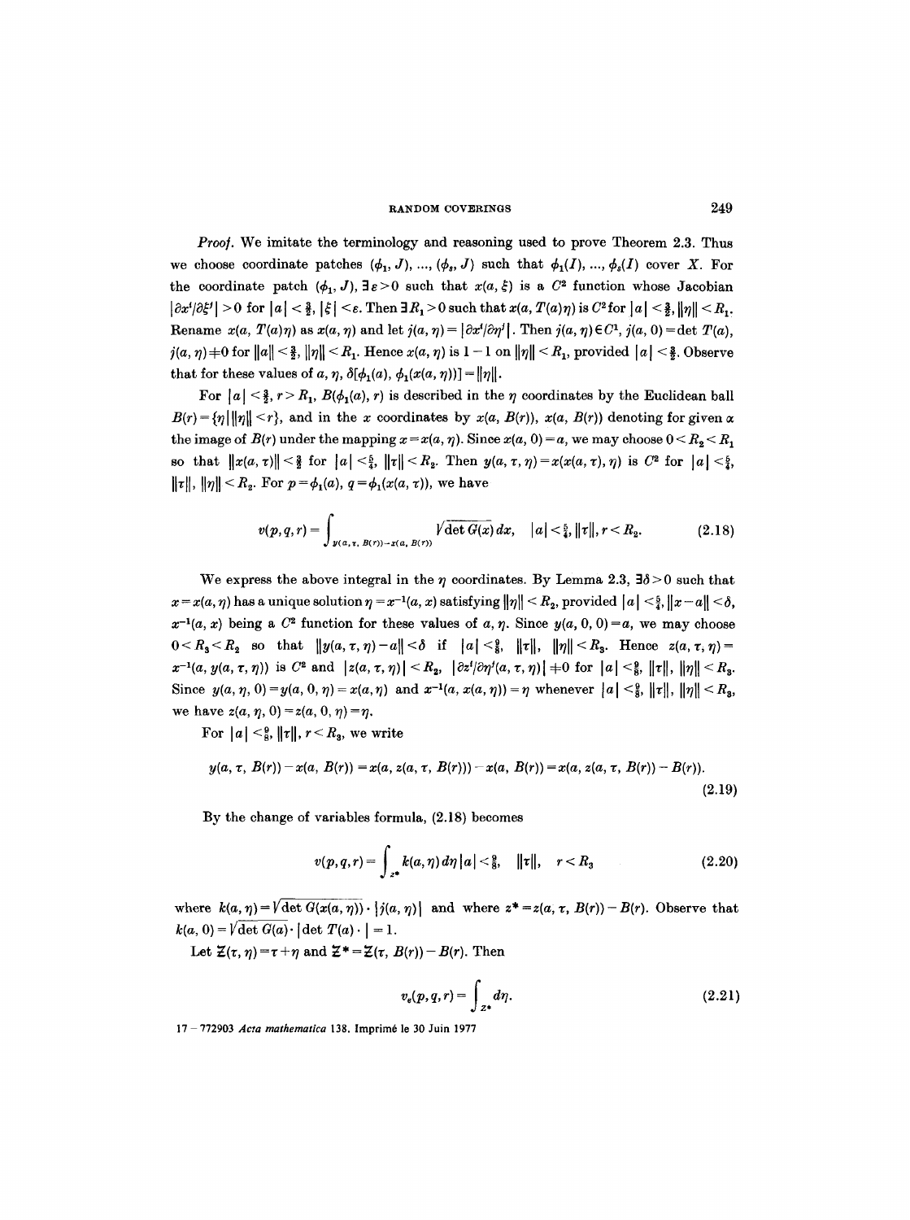*Proof.* We imitate the terminology and reasoning used to prove Theorem 2.3. Thus we choose coordinate patches $(\phi_1, J), \ldots, (\phi_s, J)$ such that $\phi_1(I), \ldots, \phi_s(I)$ cover $X$. For the coordinate patch $(\phi_1, J)$, $\exists \varepsilon > 0$ such that $x(a, \xi)$ is a $C^2$ function whose Jacobian $|\partial x^i/\partial \xi^j| > 0$ for $|a| < \frac{3}{2}$, $|\xi| < \varepsilon$. Then $\exists R_1 > 0$ such that $x(a, T(a)\eta)$ is $C^2$ for $|a| < \frac{3}{2}$, $\|\eta\| < R_1$. Rename $x(a, T(a)\eta)$ as $x(a, \eta)$ and let $j(a, \eta) = |\partial x^i/\partial \eta^j|$. Then $j(a, \eta) \in C^1$, $j(a, 0) = \det T(a)$, $j(a, \eta) \neq 0$ for $\|a\| < \frac{3}{2}$, $\|\eta\| < R_1$. Hence $x(a, \eta)$ is $1-1$ on $\|\eta\| < R_1$, provided $|a| < \frac{3}{2}$. Observe that for these values of $a, \eta$, $\delta[\phi_1(a), \phi_1(x(a, \eta))] = \|\eta\|$.

For $|a| < \frac{3}{2}$, $r > R_1$, $B(\phi_1(a), r)$ is described in the $\eta$ coordinates by the Euclidean ball $B(r) = \{\eta \,|\, \|\eta\| < r\}$, and in the $x$ coordinates by $x(a, B(r))$, $x(a, B(r))$ denoting for given $a$ the image of $B(r)$ under the mapping $x = x(a, \eta)$. Since $x(a, 0) = a$, we may choose $0 < R_2 < R_1$ so that $\|x(a, \tau)\| < \frac{3}{2}$ for $|a| < \frac{5}{4}$, $\|\tau\| < R_2$. Then $y(a, \tau, \eta) = x(x(a, \tau), \eta)$ is $C^2$ for $|a| < \frac{5}{4}$, $\|\tau\|$, $\|\eta\| < R_2$. For $p = \phi_1(a)$, $q = \phi_1(x(a, \tau))$, we have

$$v(p, q, r) = \int_{y(a, \tau, B(r)) - x(a, B(r))} \sqrt{\det G(x)}\, dx, \quad |a| < \tfrac{5}{4}, \|\tau\|, r < R_2. \tag{2.18}$$

We express the above integral in the $\eta$ coordinates. By Lemma 2.3, $\exists \delta > 0$ such that $x = x(a, \eta)$ has a unique solution $\eta = x^{-1}(a, x)$ satisfying $\|\eta\| < R_2$, provided $|a| < \frac{5}{4}$, $\|x - a\| < \delta$, $x^{-1}(a, x)$ being a $C^2$ function for these values of $a, \eta$. Since $y(a, 0, 0) = a$, we may choose $0 < R_3 < R_2$ so that $\|y(a, \tau, \eta) - a\| < \delta$ if $|a| < \frac{9}{8}$, $\|\tau\|$, $\|\eta\| < R_3$. Hence $z(a, \tau, \eta) = x^{-1}(a, y(a, \tau, \eta))$ is $C^2$ and $|z(a, \tau, \eta)| < R_2$, $|\partial z^i/\partial \eta^j(a, \tau, \eta)| \neq 0$ for $|a| < \frac{9}{8}$, $\|\tau\|$, $\|\eta\| < R_3$. Since $y(a, \eta, 0) = y(a, 0, \eta) = x(a, \eta)$ and $x^{-1}(a, x(a, \eta)) = \eta$ whenever $|a| < \frac{9}{8}$, $\|\tau\|$, $\|\eta\| < R_3$, we have $z(a, \eta, 0) = z(a, 0, \eta) = \eta$.

For $|a| < \frac{9}{8}$, $\|\tau\|$, $r < R_3$, we write

$$y(a, \tau, B(r)) - x(a, B(r)) = x(a, z(a, \tau, B(r))) - x(a, B(r)) = x(a, z(a, \tau, B(r)) - B(r)). \tag{2.19}$$

By the change of variables formula, (2.18) becomes

$$v(p, q, r) = \int_{z^*} k(a, \eta)\, d\eta \quad |a| < \tfrac{9}{8}, \quad \|\tau\|, \quad r < R_3 \tag{2.20}$$

where $k(a, \eta) = \sqrt{\det G(x(a, \eta))} \cdot |j(a, \eta)|$ and where $z^* = z(a, \tau, B(r)) - B(r)$. Observe that $k(a, 0) = \sqrt{\det G(a)} \cdot |\det T(a) \cdot| = 1$.

Let $\Xi(\tau, \eta) = \tau + \eta$ and $\Xi^* = \Xi(\tau, B(r)) - B(r)$. Then

$$v_e(p, q, r) = \int_{z^*} d\eta. \tag{2.21}$$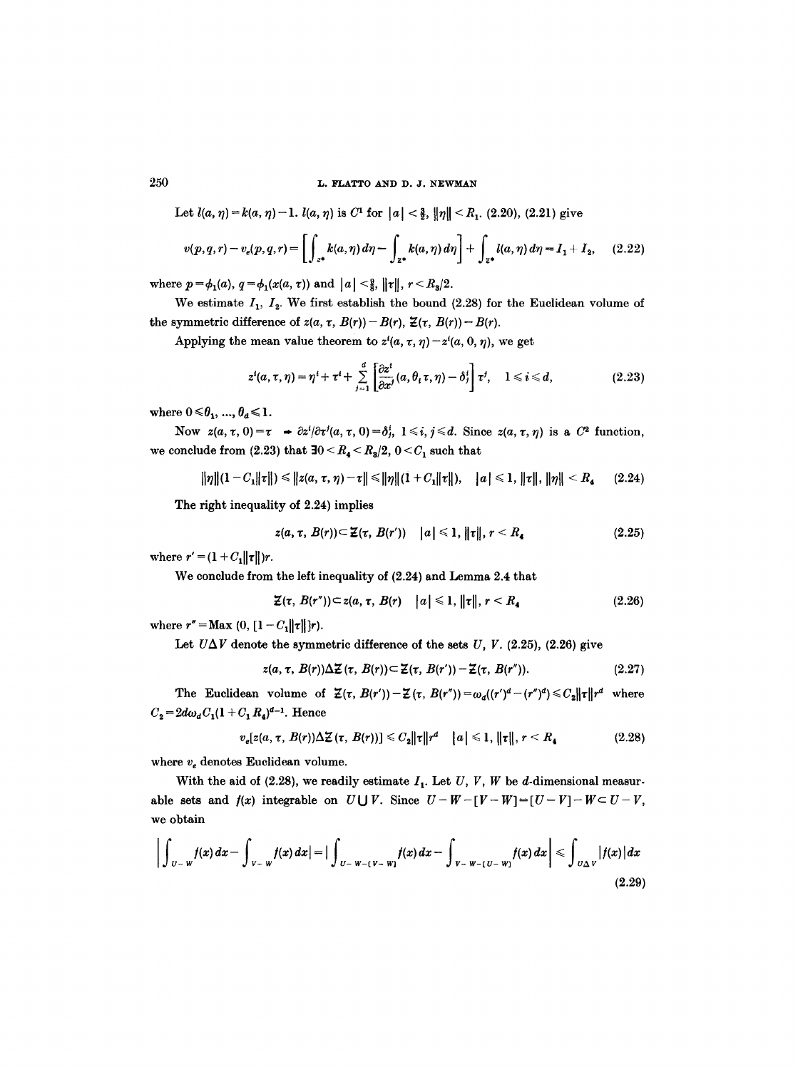Let $l(a, \eta) = k(a, \eta) - 1$. $l(a, \eta)$ is $C^1$ for $|a| < \frac{3}{2}$, $\|\eta\| < R_1$. (2.20), (2.21) give

$$v(p, q, r) - v_e(p, q, r) = \left[ \int_{z^*} k(a, \eta)\, d\eta - \int_{\Xi^*} k(a, \eta)\, d\eta \right] + \int_{\Xi^*} l(a, \eta)\, d\eta = I_1 + I_2, \tag{2.22}$$

where $p = \phi_1(a)$, $q = \phi_1(x(a, \tau))$ and $|a| < \frac{9}{8}$, $\|\tau\|$, $r < R_3/2$.

We estimate $I_1$, $I_2$. We first establish the bound (2.28) for the Euclidean volume of the symmetric difference of $z(a, \tau, B(r)) - B(r)$, $\Xi(\tau, B(r)) - B(r)$.

Applying the mean value theorem to $z^i(a, \tau, \eta) - z^i(a, 0, \eta)$, we get

$$z^i(a, \tau, \eta) = \eta^i + \tau^i + \sum_{j=1}^{d} \left[ \frac{\partial z^i}{\partial x^j}(a, \theta_i \tau, \eta) - \delta^i_j \right] \tau^j, \quad 1 \leqslant i \leqslant d, \tag{2.23}$$

where $0 \leqslant \theta_1, \ldots, \theta_d \leqslant 1$.

Now $z(a, \tau, 0) = \tau \ \Rightarrow \partial z^i/\partial \tau^j(a, \tau, 0) = \delta^i_j$, $1 \leqslant i, j \leqslant d$. Since $z(a, \tau, \eta)$ is a $C^2$ function, we conclude from (2.23) that $\exists 0 < R_4 < R_3/2$, $0 < C_1$ such that

$$\|\eta\|(1 - C_1\|\tau\|) \leqslant \|z(a, \tau, \eta) - \tau\| \leqslant \|\eta\|(1 + C_1\|\tau\|), \quad |a| \leqslant 1,\ \|\tau\|,\ \|\eta\| < R_4 \tag{2.24}$$

The right inequality of 2.24) implies

$$z(a, \tau, B(r)) \subset \Xi(\tau, B(r')) \quad |a| \leqslant 1,\ \|\tau\|,\ r < R_4 \tag{2.25}$$

where $r' = (1 + C_1\|\tau\|)r$.

We conclude from the left inequality of (2.24) and Lemma 2.4 that

$$\Xi(\tau, B(r'')) \subset z(a, \tau, B(r) \quad |a| \leqslant 1,\ \|\tau\|,\ r < R_4 \tag{2.26}$$

where $r'' = \text{Max}\,(0, [1 - C_1\|\tau\|]r)$.

Let $U \Delta V$ denote the symmetric difference of the sets $U$, $V$. (2.25), (2.26) give

$$z(a, \tau, B(r)) \Delta \Xi(\tau, B(r)) \subset \Xi(\tau, B(r')) - \Xi(\tau, B(r'')). \tag{2.27}$$

The Euclidean volume of $\Xi(\tau, B(r')) - \Xi(\tau, B(r'')) = \omega_d((r')^d - (r'')^d) \leqslant C_2\|\tau\| r^d$ where $C_2 = 2d\omega_d C_1(1 + C_1 R_4)^{d-1}$. Hence

$$v_e[z(a, \tau, B(r)) \Delta \Xi(\tau, B(r))] \leqslant C_2\|\tau\| r^d \quad |a| \leqslant 1,\ \|\tau\|,\ r < R_4 \tag{2.28}$$

where $v_e$ denotes Euclidean volume.

With the aid of (2.28), we readily estimate $I_1$. Let $U$, $V$, $W$ be $d$-dimensional measurable sets and $f(x)$ integrable on $U \cup V$. Since $U - W - [V - W] = [U - V] - W \subset U - V$, we obtain

$$\left| \int_{U-W} f(x)\, dx - \int_{V-W} f(x)\, dx \right| = \left| \int_{U-W-[V-W]} f(x)\, dx - \int_{V-W-[U-W]} f(x)\, dx \right| \leqslant \int_{U \Delta V} |f(x)|\, dx \tag{2.29}$$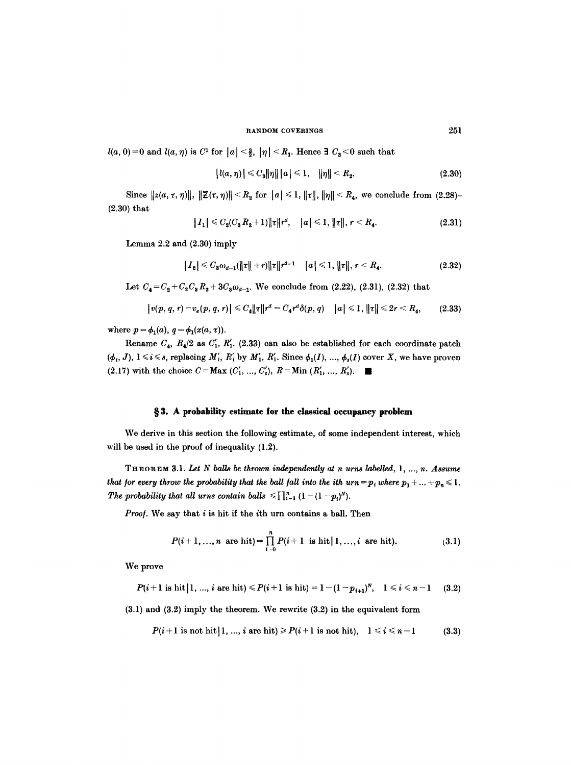$l(a, 0) = 0$ and $l(a, \eta)$ is $C^1$ for $|a| < \frac{3}{2}$, $|\eta| < R_1$. Hence $\exists\ C_3 < 0$ such that

$$|l(a, \eta)| \leqslant C_3 \|\eta\| \, |a| \leqslant 1, \quad \|\eta\| < R_2. \tag{2.30}$$

Since $\|z(a, \tau, \eta)\|$, $\|\Xi(\tau, \eta)\| < R_2$ for $|a| \leqslant 1$, $\|\tau\|$, $\|\eta\| < R_4$, we conclude from (2.28)–(2.30) that

$$|I_1| \leqslant C_2(C_3 R_2 + 1)\|\tau\| r^d, \quad |a| \leqslant 1, \|\tau\|, r < R_4. \tag{2.31}$$

Lemma 2.2 and (2.30) imply

$$|I_2| \leqslant C_3 \omega_{d-1}(\|\tau\| + r)\|\tau\| r^{d-1} \quad |a| \leqslant 1, \|\tau\|, r < R_4. \tag{2.32}$$

Let $C_4 = C_2 + C_2 C_3 R_2 + 3C_3 \omega_{d-1}$. We conclude from (2.22), (2.31), (2.32) that

$$|v(p, q, r) - v_e(p, q, r)| \leqslant C_4 \|\tau\| r^d = C_4 r^d \delta(p, q) \quad |a| \leqslant 1, \|\tau\| \leqslant 2r < R_4, \tag{2.33}$$

where $p = \phi_1(a)$, $q = \phi_1(x(a, \tau))$.

Rename $C_4$, $R_4/2$ as $C_1'$, $R_1'$. (2.33) can also be established for each coordinate patch $(\phi_i, J)$, $1 \leqslant i \leqslant s$, replacing $M_i'$, $R_i'$ by $M_1'$, $R_1'$. Since $\phi_1(I), \ldots, \phi_s(I)$ cover $X$, we have proven (2.17) with the choice $C = \text{Max}\,(C_1', \ldots, C_s')$, $R = \text{Min}\,(R_1', \ldots, R_s')$. ∎

## § 3. A probability estimate for the classical occupancy problem

We derive in this section the following estimate, of some independent interest, which will be used in the proof of inequality (1.2).

**Theorem** 3.1. *Let $N$ balls be thrown independently at $n$ urns labelled, $1, \ldots, n$. Assume that for every throw the probability that the ball fall into the ith urn $= p_i$ where $p_1 + \ldots + p_n \leqslant 1$. The probability that all urns contain balls $\leqslant \prod_{i=1}^{n} (1 - (1 - p_i)^N)$.*

*Proof.* We say that $i$ is hit if the $i$th urn contains a ball. Then

$$P(i+1, \ldots, n \text{ are hit}) = \prod_{i=0}^{n} P(i+1 \text{ is hit} \,|\, 1, \ldots, i \text{ are hit}). \tag{3.1}$$

We prove

$$P(i+1 \text{ is hit} \,|\, 1, \ldots, i \text{ are hit}) \leqslant P(i+1 \text{ is hit}) = 1 - (1 - p_{i+1})^N, \quad 1 \leqslant i \leqslant n-1 \tag{3.2}$$

(3.1) and (3.2) imply the theorem. We rewrite (3.2) in the equivalent form

$$P(i+1 \text{ is not hit} \,|\, 1, \ldots, i \text{ are hit}) \geqslant P(i+1 \text{ is not hit}), \quad 1 \leqslant i \leqslant n-1 \tag{3.3}$$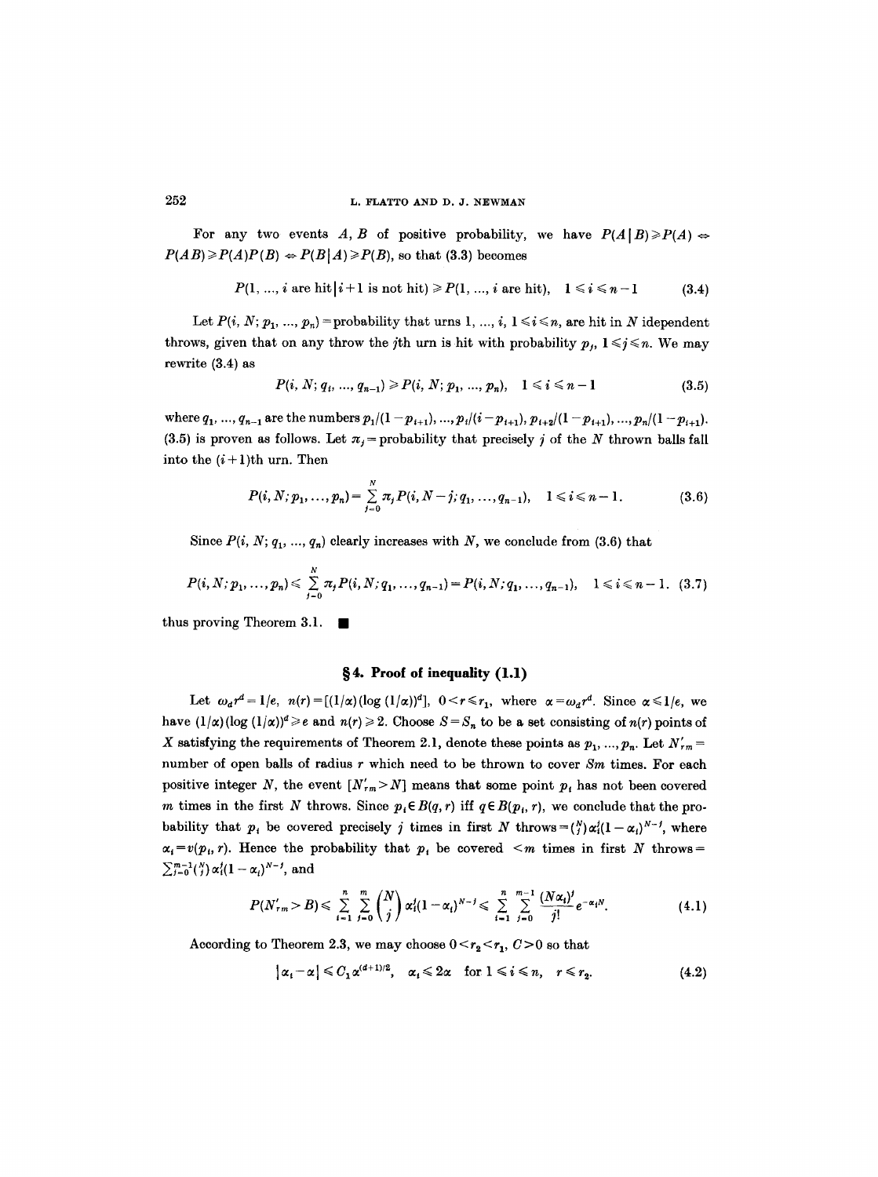For any two events $A, B$ of positive probability, we have $P(A|B) \geq P(A) \Leftrightarrow P(AB) \geq P(A)P(B) \Leftrightarrow P(B|A) \geq P(B)$, so that (3.3) becomes

$$P(1, ..., i \text{ are hit} \,|\, i+1 \text{ is not hit}) \geq P(1, ..., i \text{ are hit}), \quad 1 \leq i \leq n-1 \tag{3.4}$$

Let $P(i, N; p_1, ..., p_n)$ = probability that urns $1, ..., i$, $1 \leq i \leq n$, are hit in $N$ idependent throws, given that on any throw the $j$th urn is hit with probability $p_j$, $1 \leq j \leq n$. We may rewrite (3.4) as

$$P(i, N; q_1, ..., q_{n-1}) \geq P(i, N; p_1, ..., p_n), \quad 1 \leq i \leq n-1 \tag{3.5}$$

where $q_1, ..., q_{n-1}$ are the numbers $p_1/(1-p_{i+1}), ..., p_i/(i-p_{i+1}), p_{i+2}/(1-p_{i+1}), ..., p_n/(1-p_{i+1})$. (3.5) is proven as follows. Let $\pi_j$ = probability that precisely $j$ of the $N$ thrown balls fall into the $(i+1)$th urn. Then

$$P(i, N; p_1, \ldots, p_n) = \sum_{j=0}^{N} \pi_j P(i, N-j; q_1, \ldots, q_{n-1}), \quad 1 \leq i \leq n-1. \tag{3.6}$$

Since $P(i, N; q_1, ..., q_n)$ clearly increases with $N$, we conclude from (3.6) that

$$P(i, N; p_1, \ldots, p_n) \leq \sum_{j=0}^{N} \pi_j P(i, N; q_1, \ldots, q_{n-1}) = P(i, N; q_1, \ldots, q_{n-1}), \quad 1 \leq i \leq n-1. \tag{3.7}$$

thus proving Theorem 3.1. ∎

## § 4. Proof of inequality (1.1)

Let $\omega_d r^d = 1/e$, $n(r) = [(1/\alpha)(\log (1/\alpha))^d]$, $0 < r \leq r_1$, where $\alpha = \omega_d r^d$. Since $\alpha \leq 1/e$, we have $(1/\alpha)(\log(1/\alpha))^d \geq e$ and $n(r) \geq 2$. Choose $S = S_n$ to be a set consisting of $n(r)$ points of $X$ satisfying the requirements of Theorem 2.1, denote these points as $p_1, ..., p_n$. Let $N'_{rm}$ = number of open balls of radius $r$ which need to be thrown to cover $Sm$ times. For each positive integer $N$, the event $[N'_{rm} > N]$ means that some point $p_i$ has not been covered $m$ times in the first $N$ throws. Since $p_i \in B(q, r)$ iff $q \in B(p_i, r)$, we conclude that the probability that $p_i$ be covered precisely $j$ times in first $N$ throws $= \binom{N}{j} \alpha_i^j (1-\alpha_i)^{N-j}$, where $\alpha_i = v(p_i, r)$. Hence the probability that $p_i$ be covered $< m$ times in first $N$ throws $= \sum_{j=0}^{m-1} \binom{N}{j} \alpha_i^j (1-\alpha_i)^{N-j}$, and

$$P(N'_{rm} > B) \leq \sum_{i=1}^{n} \sum_{j=0}^{m} \binom{N}{j} \alpha_i^j (1-\alpha_i)^{N-j} \leq \sum_{i=1}^{n} \sum_{j=0}^{m-1} \frac{(N\alpha_i)^j}{j!} e^{-\alpha_i N}. \tag{4.1}$$

According to Theorem 2.3, we may choose $0 < r_2 < r_1$, $C > 0$ so that

$$|\alpha_i - \alpha| \leq C_1 \alpha^{(d+1)/2}, \quad \alpha_i \leq 2\alpha \quad \text{for } 1 \leq i \leq n, \quad r \leq r_2. \tag{4.2}$$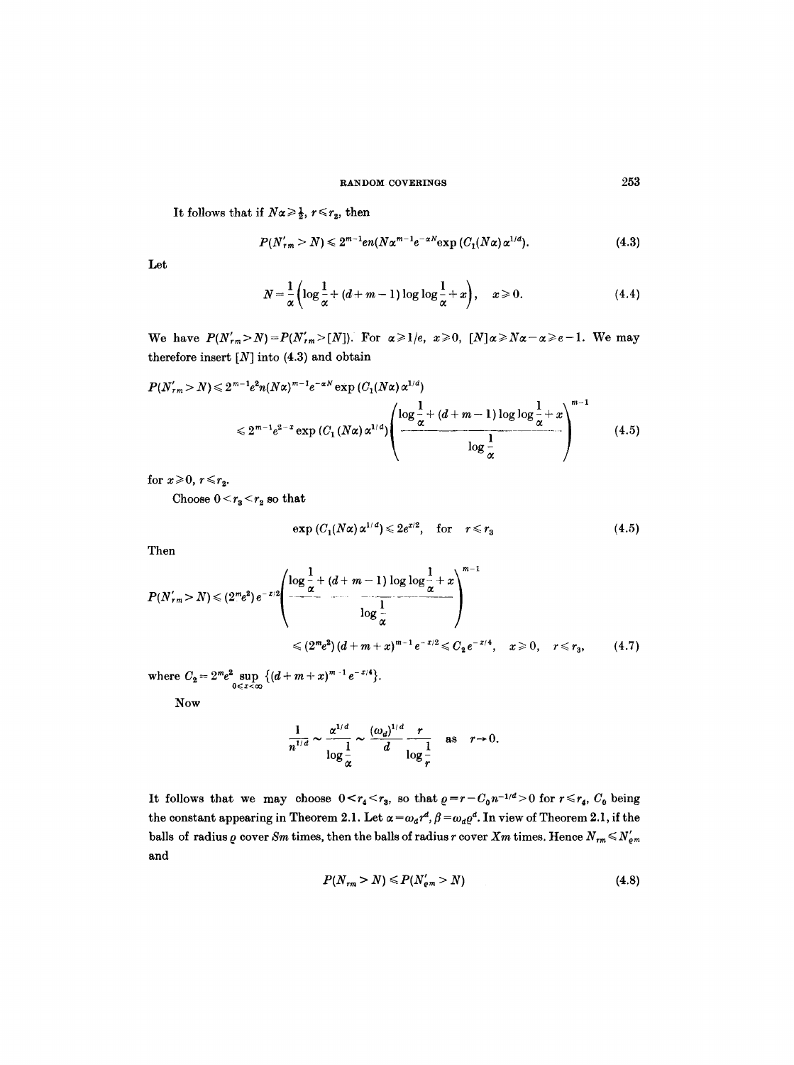It follows that if $N\alpha \geqslant \frac{1}{2}$, $r \leqslant r_2$, then

$$P(N'_{rm} > N) \leqslant 2^{m-1} en(N\alpha^{m-1} e^{-\alpha N} \exp(C_1(N\alpha)\alpha^{1/d}). \tag{4.3}$$

Let

$$N = \frac{1}{\alpha}\left(\log\frac{1}{\alpha} + (d+m-1)\log\log\frac{1}{\alpha} + x\right), \quad x \geqslant 0. \tag{4.4}$$

We have $P(N'_{rm} > N) = P(N'_{rm} > [N])$. For $\alpha \geqslant 1/e$, $x \geqslant 0$, $[N]\alpha \geqslant N\alpha - \alpha \geqslant e - 1$. We may therefore insert $[N]$ into (4.3) and obtain

$$\begin{aligned} P(N'_{rm} > N) &\leqslant 2^{m-1} e^2 n (N\alpha)^{m-1} e^{-\alpha N} \exp(C_1(N\alpha)\alpha^{1/d}) \\ &\leqslant 2^{m-1} e^{2-x} \exp(C_1(N\alpha)\alpha^{1/d}) \left( \frac{\log\frac{1}{\alpha} + (d+m-1)\log\log\frac{1}{\alpha} + x}{\log\frac{1}{\alpha}} \right)^{m-1} \end{aligned} \tag{4.5}$$

for $x \geqslant 0$, $r \leqslant r_2$.

Choose $0 < r_3 < r_2$ so that

$$\exp(C_1(N\alpha)\alpha^{1/d}) \leqslant 2e^{x/2}, \quad \text{for} \quad r \leqslant r_3 \tag{4.5}$$

Then

$$\begin{aligned} P(N'_{rm} > N) &\leqslant (2^m e^2) e^{-x/2} \left( \frac{\log\frac{1}{\alpha} + (d+m-1)\log\log\frac{1}{\alpha} + x}{\log\frac{1}{\alpha}} \right)^{m-1} \\ &\leqslant (2^m e^2)(d+m+x)^{m-1} e^{-x/2} \leqslant C_2 e^{-x/4}, \quad x \geqslant 0, \quad r \leqslant r_3, \end{aligned} \tag{4.7}$$

where $C_2 = 2^m e^2 \sup_{0 \leqslant x < \infty} \{(d+m+x)^{m-1} e^{-x/4}\}$.

Now

$$\frac{1}{n^{1/d}} \sim \frac{\alpha^{1/d}}{\log\frac{1}{\alpha}} \sim \frac{(\omega_d)^{1/d}}{d} \frac{r}{\log\frac{1}{r}} \quad \text{as} \quad r \to 0.$$

It follows that we may choose $0 < r_4 < r_3$, so that $\varrho = r - C_0 n^{-1/d} > 0$ for $r \leqslant r_4$, $C_0$ being the constant appearing in Theorem 2.1. Let $\alpha = \omega_d r^d$, $\beta = \omega_d \varrho^d$. In view of Theorem 2.1, if the balls of radius $\varrho$ cover $Sm$ times, then the balls of radius $r$ cover $Xm$ times. Hence $N_{rm} \leqslant N'_{\varrho m}$ and

$$P(N_{rm} > N) \leqslant P(N'_{\varrho m} > N) \tag{4.8}$$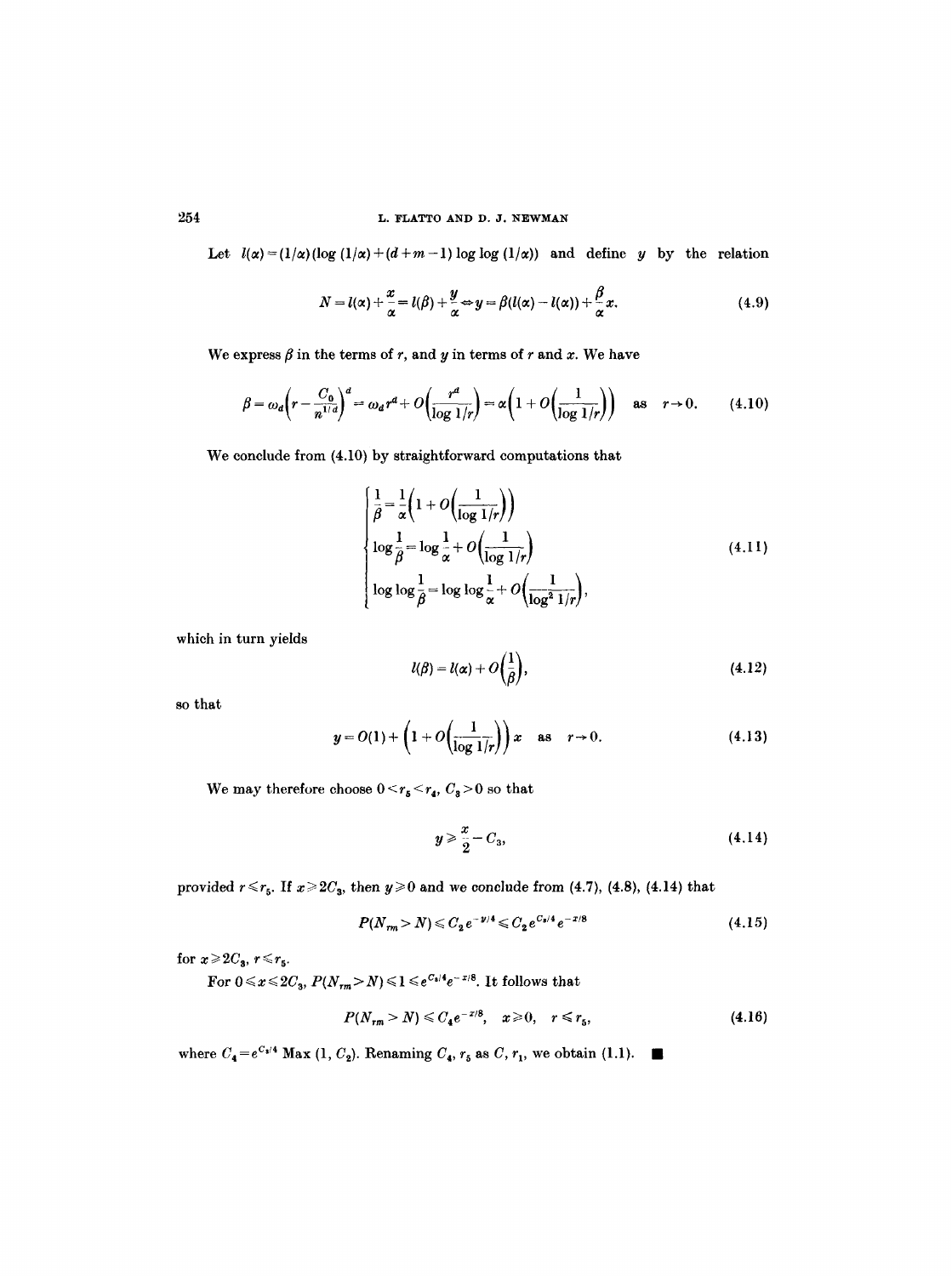Let $l(\alpha) = (1/\alpha)(\log(1/\alpha) + (d+m-1)\log\log(1/\alpha))$ and define $y$ by the relation

$$N = l(\alpha) + \frac{x}{\alpha} = l(\beta) + \frac{y}{\alpha} \Leftrightarrow y = \beta(l(\alpha) - l(\alpha)) + \frac{\beta}{\alpha}x. \tag{4.9}$$

We express $\beta$ in the terms of $r$, and $y$ in terms of $r$ and $x$. We have

$$\beta = \omega_d\left(r - \frac{C_0}{n^{1/d}}\right)^d = \omega_d r^d + O\left(\frac{r^d}{\log 1/r}\right) = \alpha\left(1 + O\left(\frac{1}{\log 1/r}\right)\right) \quad \text{as} \quad r \to 0. \tag{4.10}$$

We conclude from (4.10) by straightforward computations that

$$\begin{cases} \dfrac{1}{\beta} = \dfrac{1}{\alpha}\left(1 + O\left(\dfrac{1}{\log 1/r}\right)\right) \\ \log\dfrac{1}{\beta} = \log\dfrac{1}{\alpha} + O\left(\dfrac{1}{\log 1/r}\right) \\ \log\log\dfrac{1}{\beta} = \log\log\dfrac{1}{\alpha} + O\left(\dfrac{1}{\log^2 1/r}\right), \end{cases} \tag{4.11}$$

which in turn yields

$$l(\beta) = l(\alpha) + O\left(\frac{1}{\beta}\right), \tag{4.12}$$

so that

$$y = O(1) + \left(1 + O\left(\frac{1}{\log 1/r}\right)\right)x \quad \text{as} \quad r \to 0. \tag{4.13}$$

We may therefore choose $0 < r_5 < r_4$, $C_3 > 0$ so that

$$y \geqslant \frac{x}{2} - C_3, \tag{4.14}$$

provided $r \leqslant r_5$. If $x \geqslant 2C_3$, then $y \geqslant 0$ and we conclude from (4.7), (4.8), (4.14) that

$$P(N_{rm} > N) \leqslant C_2 e^{-y/4} \leqslant C_2 e^{C_3/4} e^{-x/8} \tag{4.15}$$

for $x \geqslant 2C_3$, $r \leqslant r_5$.

For $0 \leqslant x \leqslant 2C_3$, $P(N_{rm} > N) \leqslant 1 \leqslant e^{C_3/4}e^{-x/8}$. It follows that

$$P(N_{rm} > N) \leqslant C_4 e^{-x/8}, \quad x \geqslant 0, \quad r \leqslant r_5, \tag{4.16}$$

where $C_4 = e^{C_3/4}\,\text{Max}\,(1, C_2)$. Renaming $C_4$, $r_5$ as $C$, $r_1$, we obtain (1.1). ■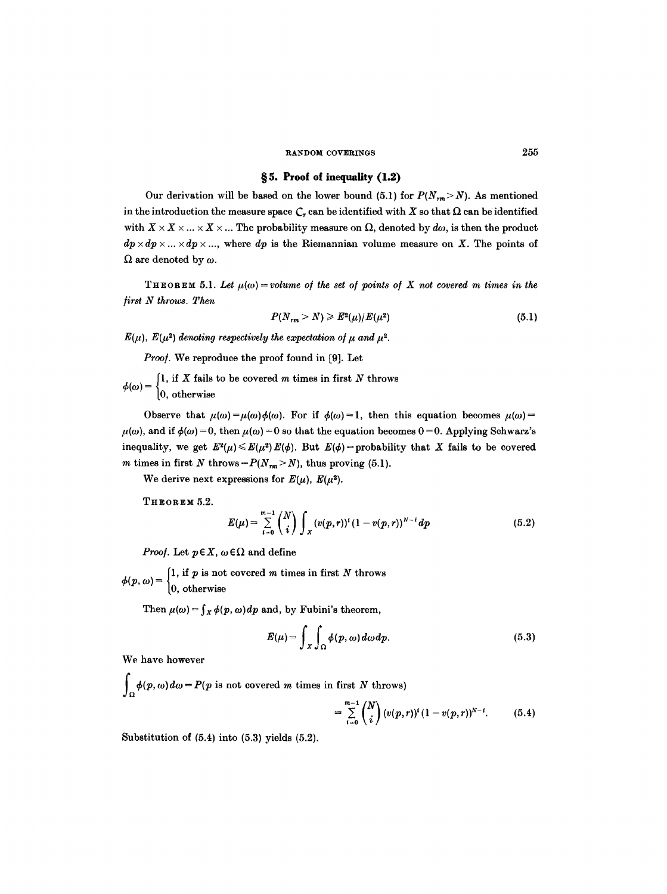## § 5. Proof of inequality (1.2)

Our derivation will be based on the lower bound (5.1) for $P(N_{rm} > N)$. As mentioned in the introduction the measure space $C_r$ can be identified with $X$ so that $\Omega$ can be identified with $X \times X \times \ldots \times X \times \ldots$ The probability measure on $\Omega$, denoted by $d\omega$, is then the product $dp \times dp \times \ldots \times dp \times \ldots$, where $dp$ is the Riemannian volume measure on $X$. The points of $\Omega$ are denoted by $\omega$.

**Theorem 5.1.** *Let $\mu(\omega)$ = volume of the set of points of $X$ not covered $m$ times in the first $N$ throws. Then*

$$P(N_{rm} > N) \geqslant E^2(\mu)/E(\mu^2) \tag{5.1}$$

*$E(\mu)$, $E(\mu^2)$ denoting respectively the expectation of $\mu$ and $\mu^2$.*

*Proof.* We reproduce the proof found in [9]. Let

$$\phi(\omega) = \begin{cases} 1, & \text{if } X \text{ fails to be covered } m \text{ times in first } N \text{ throws} \\ 0, & \text{otherwise} \end{cases}$$

Observe that $\mu(\omega) = \mu(\omega)\phi(\omega)$. For if $\phi(\omega) = 1$, then this equation becomes $\mu(\omega) = \mu(\omega)$, and if $\phi(\omega) = 0$, then $\mu(\omega) = 0$ so that the equation becomes $0 = 0$. Applying Schwarz's inequality, we get $E^2(\mu) \leqslant E(\mu^2)E(\phi)$. But $E(\phi)$ = probability that $X$ fails to be covered $m$ times in first $N$ throws $= P(N_{rm} > N)$, thus proving (5.1).

We derive next expressions for $E(\mu)$, $E(\mu^2)$.

**Theorem 5.2.**

$$E(\mu) = \sum_{i=0}^{m-1} \binom{N}{i} \int_X (v(p,r))^i (1 - v(p,r))^{N-i} dp \tag{5.2}$$

*Proof.* Let $p \in X$, $\omega \in \Omega$ and define

$$\phi(p, \omega) = \begin{cases} 1, & \text{if } p \text{ is not covered } m \text{ times in first } N \text{ throws} \\ 0, & \text{otherwise} \end{cases}$$

Then $\mu(\omega) = \int_X \phi(p, \omega)\, dp$ and, by Fubini's theorem,

$$E(\mu) = \int_X \int_\Omega \phi(p, \omega)\, d\omega\, dp. \tag{5.3}$$

We have however

$$\int_\Omega \phi(p, \omega)\, d\omega = P(p \text{ is not covered } m \text{ times in first } N \text{ throws})$$

$$= \sum_{i=0}^{m-1} \binom{N}{i} (v(p,r))^i (1 - v(p,r))^{N-i}. \tag{5.4}$$

Substitution of (5.4) into (5.3) yields (5.2).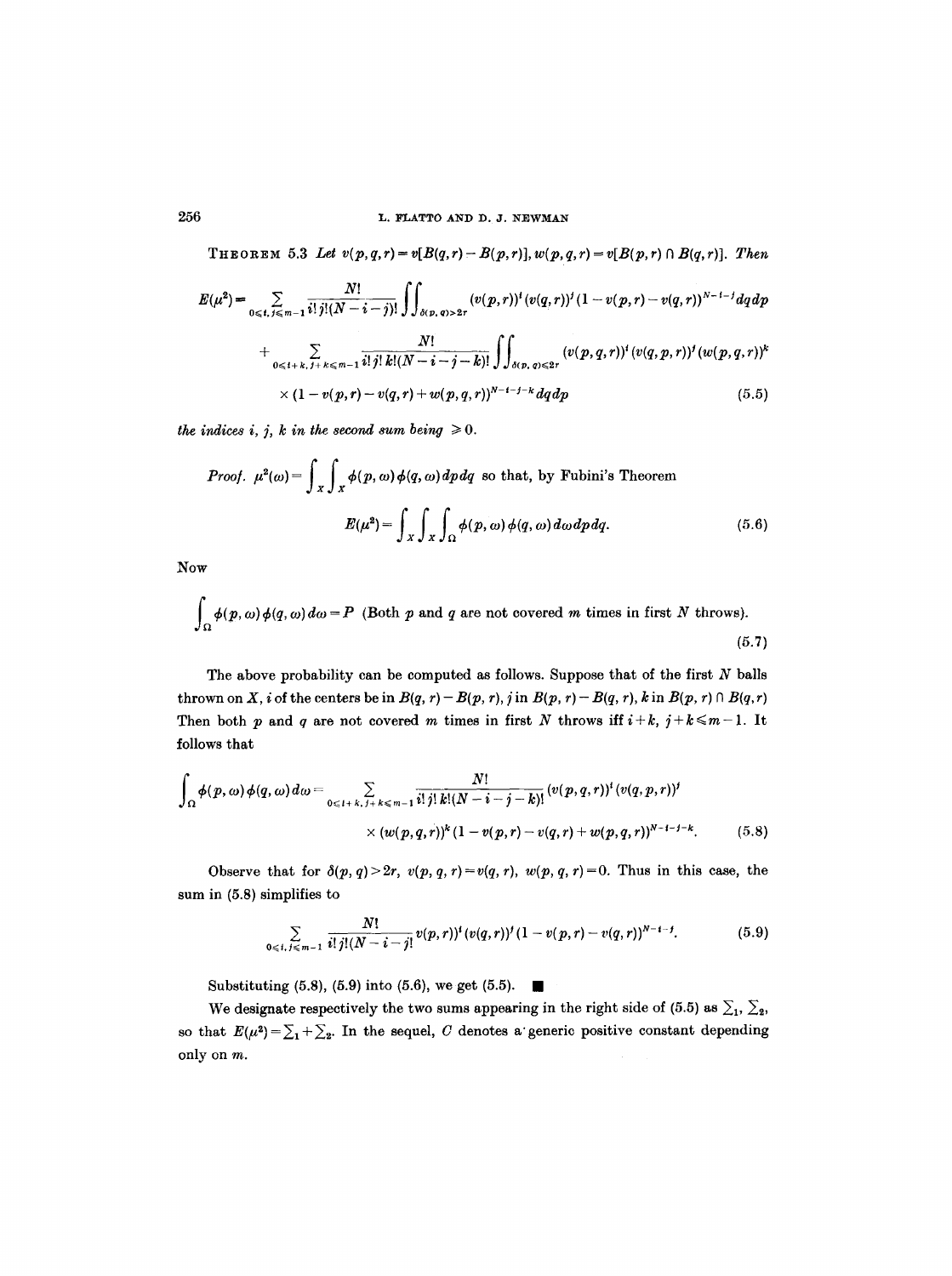**Theorem 5.3** *Let* $v(p,q,r) = v[B(q,r) - B(p,r)]$, $w(p,q,r) = v[B(p,r) \cap B(q,r)]$. *Then*

$$E(\mu^2) = \sum_{0 \leq i,\, j \leq m-1} \frac{N!}{i!\, j!(N-i-j)!} \iint_{\delta(p,q) > 2r} (v(p,r))^i (v(q,r))^j (1 - v(p,r) - v(q,r))^{N-i-j} dq\, dp$$

$$+ \sum_{0 \leq i+k,\, j+k \leq m-1} \frac{N!}{i!\, j!\, k!(N-i-j-k)!} \iint_{\delta(p,q) \leq 2r} (v(p,q,r))^i (v(q,p,r))^j (w(p,q,r))^k$$

$$\times (1 - v(p,r) - v(q,r) + w(p,q,r))^{N-i-j-k} dq\, dp \tag{5.5}$$

*the indices* $i$, $j$, $k$ *in the second sum being* $\geq 0$.

*Proof.* $\mu^2(\omega) = \int_X \int_X \phi(p,\omega)\phi(q,\omega)\, dp\, dq$ so that, by Fubini's Theorem

$$E(\mu^2) = \int_X \int_X \int_\Omega \phi(p,\omega)\phi(q,\omega)\, d\omega\, dp\, dq. \tag{5.6}$$

Now

$$\int_\Omega \phi(p,\omega)\phi(q,\omega)\, d\omega = P \text{ (Both } p \text{ and } q \text{ are not covered } m \text{ times in first } N \text{ throws).} \tag{5.7}$$

The above probability can be computed as follows. Suppose that of the first $N$ balls thrown on $X$, $i$ of the centers be in $B(q,r) - B(p,r)$, $j$ in $B(p,r) - B(q,r)$, $k$ in $B(p,r) \cap B(q,r)$ Then both $p$ and $q$ are not covered $m$ times in first $N$ throws iff $i+k$, $j+k \leq m-1$. It follows that

$$\int_\Omega \phi(p,\omega)\phi(q,\omega)\, d\omega = \sum_{0 \leq i+k,\, j+k \leq m-1} \frac{N!}{i!\, j!\, k!(N-i-j-k)!} (v(p,q,r))^i (v(q,p,r))^j$$

$$\times (w(p,q,r))^k (1 - v(p,r) - v(q,r) + w(p,q,r))^{N-i-j-k}. \tag{5.8}$$

Observe that for $\delta(p,q) > 2r$, $v(p,q,r) = v(q,r)$, $w(p,q,r) = 0$. Thus in this case, the sum in (5.8) simplifies to

$$\sum_{0 \leq i,\, j \leq m-1} \frac{N!}{i!\, j!(N-i-j!} v(p,r))^i (v(q,r))^j (1 - v(p,r) - v(q,r))^{N-i-j}. \tag{5.9}$$

Substituting (5.8), (5.9) into (5.6), we get (5.5). ∎

We designate respectively the two sums appearing in the right side of (5.5) as $\sum_1$, $\sum_2$, so that $E(\mu^2) = \sum_1 + \sum_2$. In the sequel, $C$ denotes a generic positive constant depending only on $m$.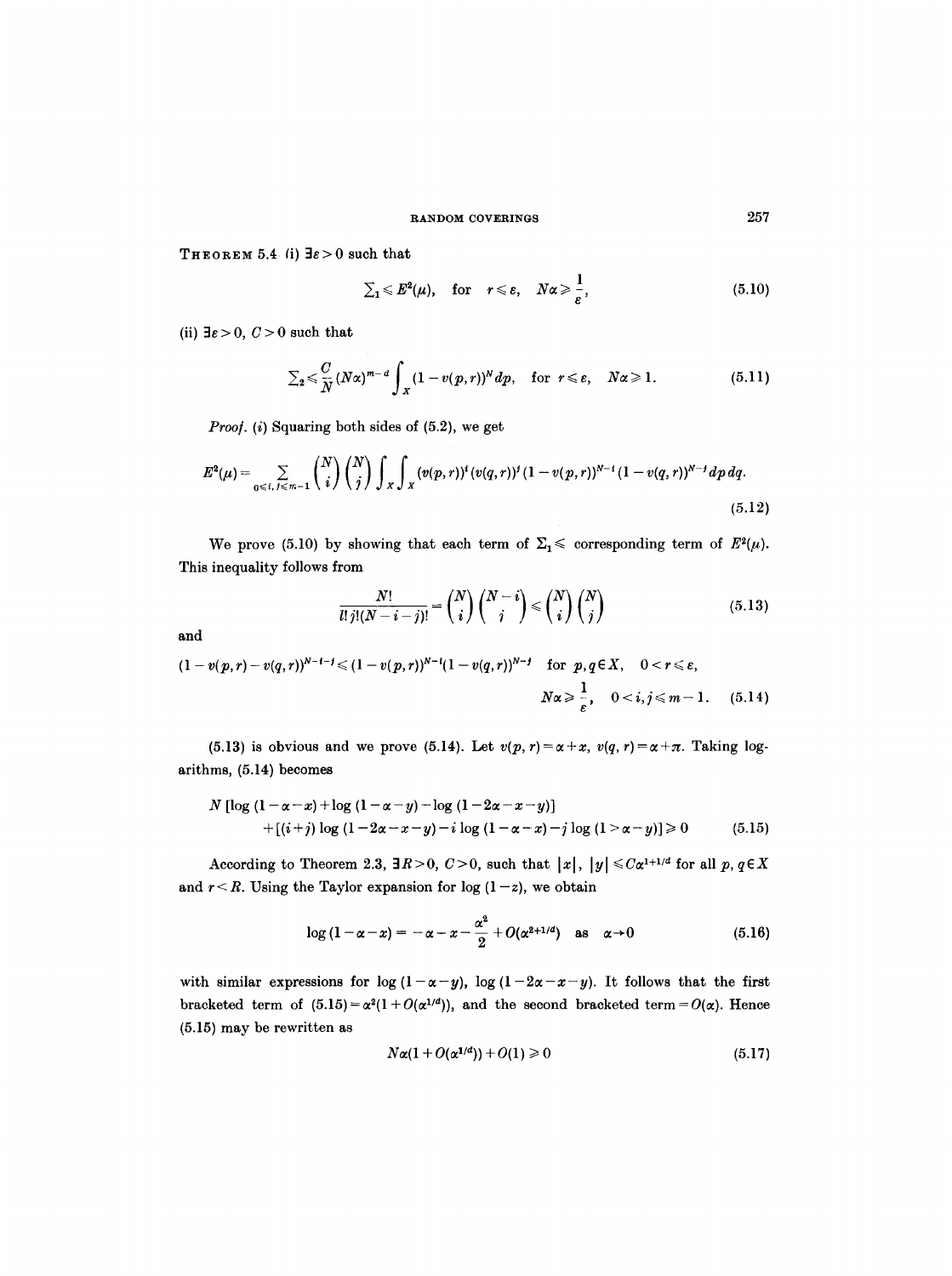**Theorem 5.4** (i) $\exists \varepsilon > 0$ such that

$$\sum\nolimits_1 \leqslant E^2(\mu), \quad \text{for} \quad r \leqslant \varepsilon, \quad N\alpha \geqslant \frac{1}{\varepsilon}, \tag{5.10}$$

(ii) $\exists \varepsilon > 0$, $C > 0$ such that

$$\sum\nolimits_2 \leqslant \frac{C}{N}(N\alpha)^{m-d} \int_X (1 - v(p,r))^N dp, \quad \text{for } r \leqslant \varepsilon, \quad N\alpha \geqslant 1. \tag{5.11}$$

*Proof.* (i) Squaring both sides of (5.2), we get

$$E^2(\mu) = \sum_{0 \leqslant i,j \leqslant m-1} \binom{N}{i}\binom{N}{j} \int_X \int_X (v(p,r))^i (v(q,r))^j (1 - v(p,r))^{N-i} (1 - v(q,r))^{N-j} dp\, dq. \tag{5.12}$$

We prove (5.10) by showing that each term of $\Sigma_1 \leqslant$ corresponding term of $E^2(\mu)$. This inequality follows from

$$\frac{N!}{i!\,j!(N-i-j)!} = \binom{N}{i}\binom{N-i}{j} \leqslant \binom{N}{i}\binom{N}{j} \tag{5.13}$$

and

$$(1 - v(p,r) - v(q,r))^{N-i-j} \leqslant (1 - v(p,r))^{N-i}(1 - v(q,r))^{N-j} \quad \text{for } p, q \in X, \quad 0 < r \leqslant \varepsilon,$$
$$N\alpha \geqslant \frac{1}{\varepsilon}, \quad 0 < i, j \leqslant m-1. \tag{5.14}$$

(5.13) is obvious and we prove (5.14). Let $v(p,r) = \alpha + x$, $v(q,r) = \alpha + \pi$. Taking logarithms, (5.14) becomes

$$\begin{aligned} N\,[\log(1-\alpha-x) + \log(1-\alpha-y) - \log(1-2\alpha-x-y)] \\ + [(i+j)\log(1-2\alpha-x-y) - i\log(1-\alpha-x) - j\log(1>\alpha-y)] \geqslant 0 \end{aligned} \tag{5.15}$$

According to Theorem 2.3, $\exists R > 0$, $C > 0$, such that $|x|$, $|y| \leqslant C\alpha^{1+1/d}$ for all $p, q \in X$ and $r < R$. Using the Taylor expansion for $\log(1-z)$, we obtain

$$\log(1-\alpha-x) = -\alpha - x - \frac{\alpha^2}{2} + O(\alpha^{2+1/d}) \quad \text{as} \quad \alpha \to 0 \tag{5.16}$$

with similar expressions for $\log(1-\alpha-y)$, $\log(1-2\alpha-x-y)$. It follows that the first bracketed term of $(5.15) = \alpha^2(1 + O(\alpha^{1/d}))$, and the second bracketed term $= O(\alpha)$. Hence (5.15) may be rewritten as

$$N\alpha(1 + O(\alpha^{1/d})) + O(1) \geqslant 0 \tag{5.17}$$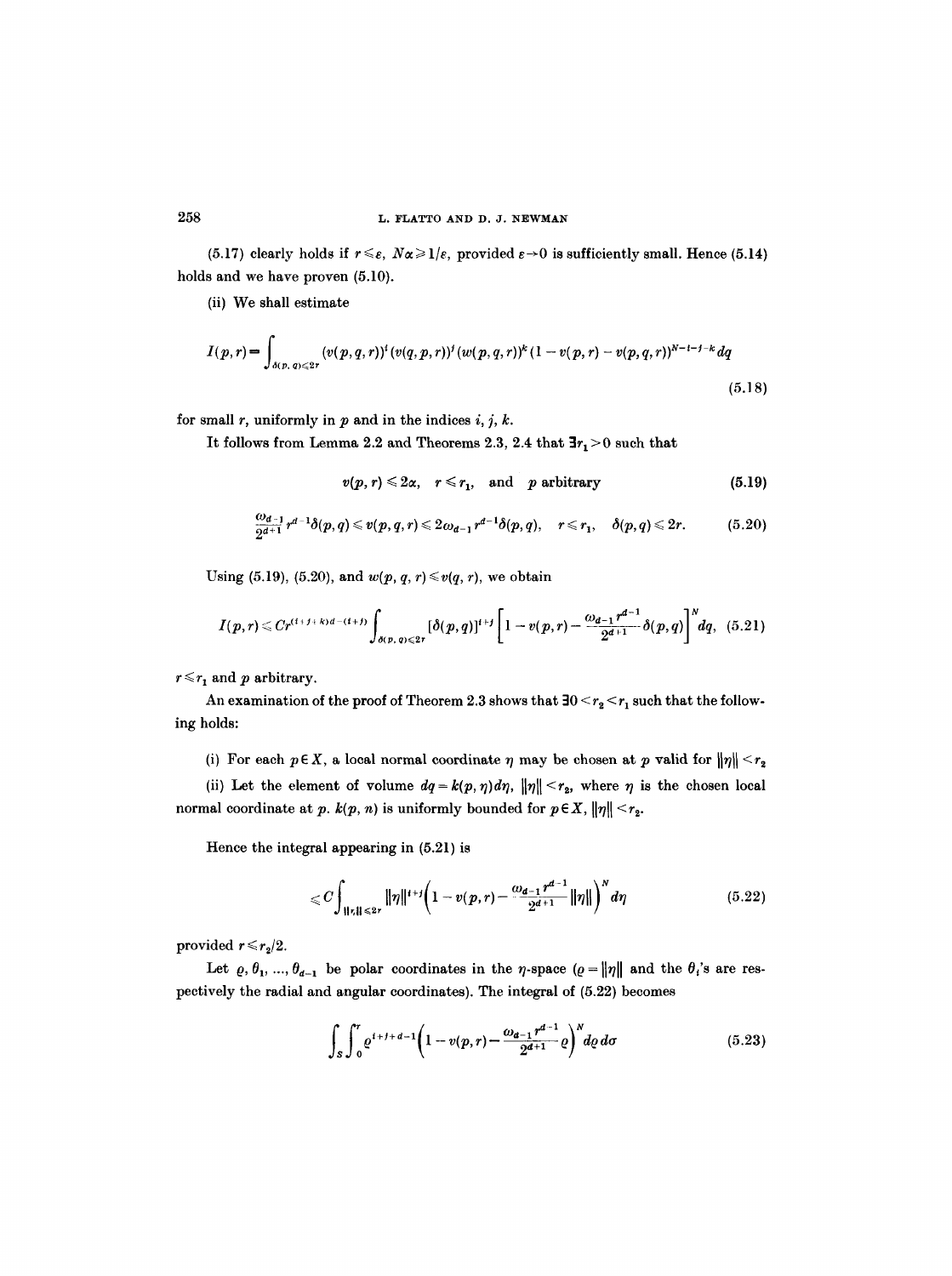(5.17) clearly holds if $r \leqslant \varepsilon$, $N\alpha \geqslant 1/\varepsilon$, provided $\varepsilon \to 0$ is sufficiently small. Hence (5.14) holds and we have proven (5.10).

(ii) We shall estimate

$$I(p, r) = \int_{\delta(p,q) \leqslant 2r} (v(p, q, r))^i (v(q, p, r))^j (w(p, q, r))^k (1 - v(p, r) - v(p, q, r))^{N-i-j-k} dq \tag{5.18}$$

for small $r$, uniformly in $p$ and in the indices $i, j, k$.

It follows from Lemma 2.2 and Theorems 2.3, 2.4 that $\exists r_1 > 0$ such that

$$v(p, r) \leqslant 2\alpha, \quad r \leqslant r_1, \quad \text{and} \quad p \text{ arbitrary} \tag{5.19}$$

$$\frac{\omega_{d-1}}{2^{d+1}} r^{d-1} \delta(p, q) \leqslant v(p, q, r) \leqslant 2\omega_{d-1} r^{d-1} \delta(p, q), \quad r \leqslant r_1, \quad \delta(p, q) \leqslant 2r. \tag{5.20}$$

Using (5.19), (5.20), and $w(p, q, r) \leqslant v(q, r)$, we obtain

$$I(p, r) \leqslant C r^{(i+j+k)d-(i+j)} \int_{\delta(p,q) \leqslant 2r} [\delta(p, q)]^{i+j} \left[1 - v(p, r) - \frac{\omega_{d-1} r^{d-1}}{2^{d+1}} \delta(p, q)\right]^N dq, \tag{5.21}$$

$r \leqslant r_1$ and $p$ arbitrary.

An examination of the proof of Theorem 2.3 shows that $\exists 0 < r_2 < r_1$ such that the following holds:

(i) For each $p \in X$, a local normal coordinate $\eta$ may be chosen at $p$ valid for $\|\eta\| < r_2$

(ii) Let the element of volume $dq = k(p, \eta) d\eta$, $\|\eta\| < r_2$, where $\eta$ is the chosen local normal coordinate at $p$. $k(p, n)$ is uniformly bounded for $p \in X$, $\|\eta\| < r_2$.

Hence the integral appearing in (5.21) is

$$\leqslant C \int_{\|\eta\| \leqslant 2r} \|\eta\|^{i+j} \left(1 - v(p, r) - \frac{\omega_{d-1} r^{d-1}}{2^{d+1}} \|\eta\|\right)^N d\eta \tag{5.22}$$

provided $r \leqslant r_2/2$.

Let $\varrho, \theta_1, \ldots, \theta_{d-1}$ be polar coordinates in the $\eta$-space ($\varrho = \|\eta\|$ and the $\theta_i$'s are respectively the radial and angular coordinates). The integral of (5.22) becomes

$$\int_S \int_0^r \varrho^{i+j+d-1} \left(1 - v(p, r) - \frac{\omega_{d-1} r^{d-1}}{2^{d+1}} \varrho\right)^N d\varrho \, d\sigma \tag{5.23}$$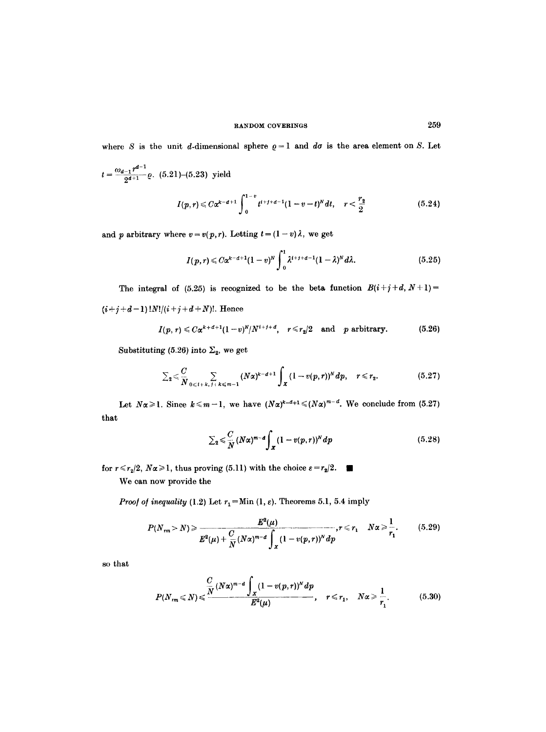where $S$ is the unit $d$-dimensional sphere $\varrho = 1$ and $d\sigma$ is the area element on $S$. Let $t = \frac{\omega_{d-1} r^{d-1}}{2^{d+1}} \varrho$. (5.21)–(5.23) yield

$$I(p,r) \leqslant C\alpha^{k-d+1} \int_0^{1-v} t^{i+j+d-1}(1-v-t)^N dt, \quad r < \frac{r_2}{2} \tag{5.24}$$

and $p$ arbitrary where $v = v(p,r)$. Letting $t = (1-v)\lambda$, we get

$$I(p,r) \leqslant C\alpha^{k-d+1}(1-v)^N \int_0^1 \lambda^{i+j+d-1}(1-\lambda)^N d\lambda. \tag{5.25}$$

The integral of (5.25) is recognized to be the beta function $B(i+j+d, N+1) = (i+j+d-1)!N!/(i+j+d+N)!$. Hence

$$I(p,r) \leqslant C\alpha^{k+d+1}(1-v)^N/N^{i+j+d}, \quad r \leqslant r_2/2 \quad \text{and} \quad p \text{ arbitrary}. \tag{5.26}$$

Substituting (5.26) into $\Sigma_2$, we get

$$\sum\nolimits_2 \leqslant \frac{C}{N} \sum_{0 \leqslant i+k,\, j+k \leqslant m-1} (N\alpha)^{k-d+1} \int_X (1-v(p,r))^N dp, \quad r \leqslant r_2. \tag{5.27}$$

Let $N\alpha \geqslant 1$. Since $k \leqslant m-1$, we have $(N\alpha)^{k-d+1} \leqslant (N\alpha)^{m-d}$. We conclude from (5.27) that

$$\sum\nolimits_2 \leqslant \frac{C}{N}(N\alpha)^{m-d} \int_X (1-v(p,r))^N dp \tag{5.28}$$

for $r \leqslant r_2/2$, $N\alpha \geqslant 1$, thus proving (5.11) with the choice $\varepsilon = r_2/2$. ∎

We can now provide the

*Proof of inequality* (1.2) Let $r_1 = \text{Min}(1, \varepsilon)$. Theorems 5.1, 5.4 imply

$$P(N_{rm} > N) \geqslant \frac{E^2(\mu)}{E^2(\mu) + \frac{C}{N}(N\alpha)^{m-d} \int_X (1-v(p,r))^N dp}, r \leqslant r_1 \quad N\alpha \geqslant \frac{1}{r_1}. \tag{5.29}$$

so that

$$P(N_{rm} \leqslant N) \leqslant \frac{\frac{C}{N}(N\alpha)^{m-d} \int_X (1-v(p,r))^N dp}{E^2(\mu)}, \quad r \leqslant r_1, \quad N\alpha \geqslant \frac{1}{r_1}. \tag{5.30}$$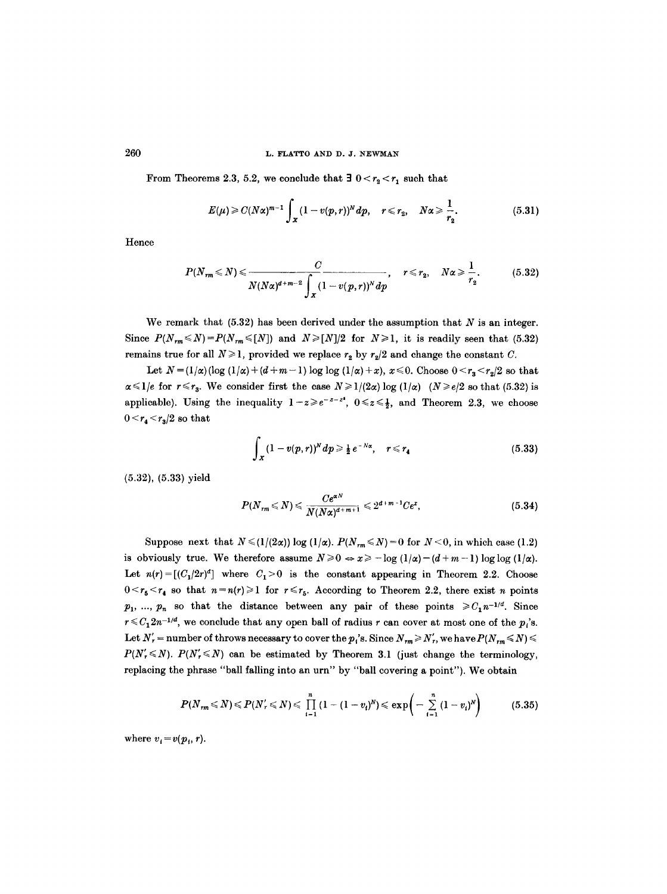From Theorems 2.3, 5.2, we conclude that $\exists\ 0 < r_2 < r_1$ such that

$$E(\mu) \geqslant C(N\alpha)^{m-1} \int_X (1 - v(p, r))^N dp, \quad r \leqslant r_2, \quad N\alpha \geqslant \frac{1}{r_2}. \tag{5.31}$$

Hence

$$P(N_{rm} \leqslant N) \leqslant \frac{C}{N(N\alpha)^{d+m-2} \int_X (1 - v(p, r))^N dp}, \quad r \leqslant r_2, \quad N\alpha \geqslant \frac{1}{r_2}. \tag{5.32}$$

We remark that (5.32) has been derived under the assumption that $N$ is an integer. Since $P(N_{rm} \leqslant N) = P(N_{rm} \leqslant [N])$ and $N \geqslant [N]/2$ for $N \geqslant 1$, it is readily seen that (5.32) remains true for all $N \geqslant 1$, provided we replace $r_2$ by $r_2/2$ and change the constant $C$.

Let $N = (1/\alpha)(\log(1/\alpha) + (d+m-1)\log\log(1/\alpha) + x)$, $x \leqslant 0$. Choose $0 < r_3 < r_2/2$ so that $\alpha \leqslant 1/e$ for $r \leqslant r_3$. We consider first the case $N \geqslant 1/(2\alpha)\log(1/\alpha)$ $(N \geqslant e/2$ so that (5.32) is applicable). Using the inequality $1 - z \geqslant e^{-z-z^2}$, $0 \leqslant z \leqslant \frac{1}{2}$, and Theorem 2.3, we choose $0 < r_4 < r_3/2$ so that

$$\int_X (1 - v(p, r))^N dp \geqslant \tfrac{1}{2} e^{-N\alpha}, \quad r \leqslant r_4 \tag{5.33}$$

(5.32), (5.33) yield

$$P(N_{rm} \leqslant N) \leqslant \frac{Ce^{\alpha N}}{N(N\alpha)^{d+m+1}} \leqslant 2^{d+m-1} Ce^x, \tag{5.34}$$

Suppose next that $N \leqslant (1/(2\alpha))\log(1/\alpha)$. $P(N_{rm} \leqslant N) = 0$ for $N < 0$, in which case (1.2) is obviously true. We therefore assume $N \geqslant 0 \Leftrightarrow x \geqslant -\log(1/\alpha) - (d+m-1)\log\log(1/\alpha)$. Let $n(r) = [(C_1/2r)^d]$ where $C_1 > 0$ is the constant appearing in Theorem 2.2. Choose $0 < r_5 < r_4$ so that $n = n(r) \geqslant 1$ for $r \leqslant r_5$. According to Theorem 2.2, there exist $n$ points $p_1, \ldots, p_n$ so that the distance between any pair of these points $\geqslant C_1 n^{-1/d}$. Since $r \leqslant C_1 2n^{-1/d}$, we conclude that any open ball of radius $r$ can cover at most one of the $p_i$'s. Let $N'_r$ = number of throws necessary to cover the $p_i$'s. Since $N_{rm} \geqslant N'_r$, we have $P(N_{rm} \leqslant N) \leqslant P(N'_r \leqslant N)$. $P(N'_r \leqslant N)$ can be estimated by Theorem 3.1 (just change the terminology, replacing the phrase "ball falling into an urn" by "ball covering a point"). We obtain

$$P(N_{rm} \leqslant N) \leqslant P(N'_r \leqslant N) \leqslant \prod_{i=1}^{n} (1 - (1 - v_i)^N) \leqslant \exp\left(-\sum_{i=1}^{n} (1 - v_i)^N\right) \tag{5.35}$$

where $v_i = v(p_i, r)$.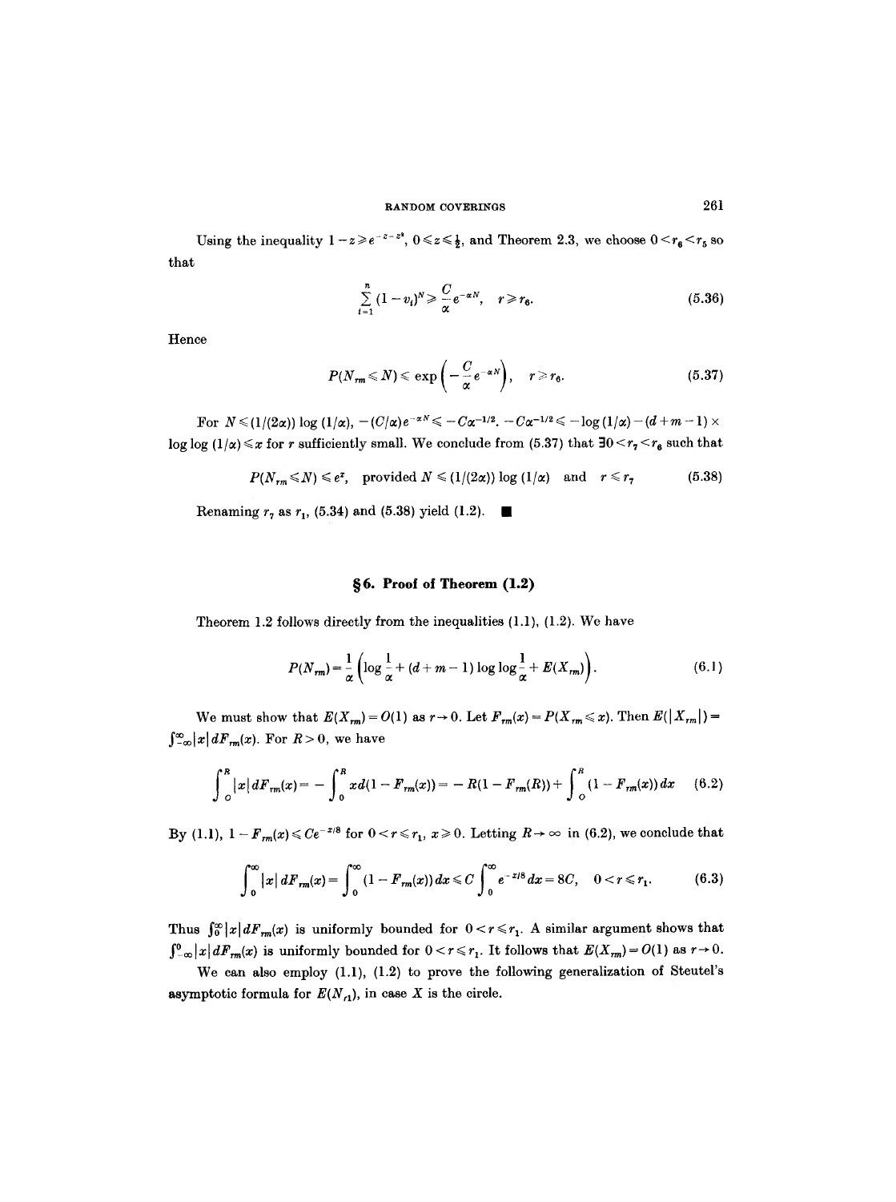Using the inequality $1-z \geqslant e^{-z-z^2}$, $0 \leqslant z \leqslant \frac{1}{2}$, and Theorem 2.3, we choose $0 < r_6 < r_5$ so that

$$\sum_{i=1}^{n} (1-v_i)^N \geqslant \frac{C}{\alpha} e^{-\alpha N}, \quad r \geqslant r_6. \tag{5.36}$$

Hence

$$P(N_{rm} \leqslant N) \leqslant \exp\left(-\frac{C}{\alpha} e^{-\alpha N}\right), \quad r \geqslant r_6. \tag{5.37}$$

For $N \leqslant (1/(2\alpha)) \log (1/\alpha)$, $-(C/\alpha)e^{-\alpha N} \leqslant -C\alpha^{-1/2}$. $-C\alpha^{-1/2} \leqslant -\log(1/\alpha) - (d+m-1) \times \log\log(1/\alpha) \leqslant x$ for $r$ sufficiently small. We conclude from (5.37) that $\exists 0 < r_7 < r_6$ such that

$$P(N_{rm} \leqslant N) \leqslant e^x, \quad \text{provided } N \leqslant (1/(2\alpha)) \log (1/\alpha) \quad \text{and} \quad r \leqslant r_7 \tag{5.38}$$

Renaming $r_7$ as $r_1$, (5.34) and (5.38) yield (1.2). ∎

## §6. Proof of Theorem (1.2)

Theorem 1.2 follows directly from the inequalities (1.1), (1.2). We have

$$P(N_{rm}) = \frac{1}{\alpha}\left(\log\frac{1}{\alpha} + (d+m-1)\log\log\frac{1}{\alpha} + E(X_{rm})\right). \tag{6.1}$$

We must show that $E(X_{rm}) = O(1)$ as $r \to 0$. Let $F_{rm}(x) = P(X_{rm} \leqslant x)$. Then $E(|X_{rm}|) = \int_{-\infty}^{\infty} |x|\, dF_{rm}(x)$. For $R > 0$, we have

$$\int_0^R |x|\, dF_{rm}(x) = -\int_0^R x\, d(1-F_{rm}(x)) = -R(1-F_{rm}(R)) + \int_0^R (1-F_{rm}(x))\, dx \tag{6.2}$$

By (1.1), $1-F_{rm}(x) \leqslant Ce^{-x/8}$ for $0 < r \leqslant r_1$, $x \geqslant 0$. Letting $R \to \infty$ in (6.2), we conclude that

$$\int_0^\infty |x|\, dF_{rm}(x) = \int_0^\infty (1-F_{rm}(x))\, dx \leqslant C\int_0^\infty e^{-x/8}\, dx = 8C, \quad 0 < r \leqslant r_1. \tag{6.3}$$

Thus $\int_0^\infty |x|\, dF_{rm}(x)$ is uniformly bounded for $0 < r \leqslant r_1$. A similar argument shows that $\int_{-\infty}^0 |x|\, dF_{rm}(x)$ is uniformly bounded for $0 < r \leqslant r_1$. It follows that $E(X_{rm}) = O(1)$ as $r \to 0$.

We can also employ (1.1), (1.2) to prove the following generalization of Steutel's asymptotic formula for $E(N_{r1})$, in case $X$ is the circle.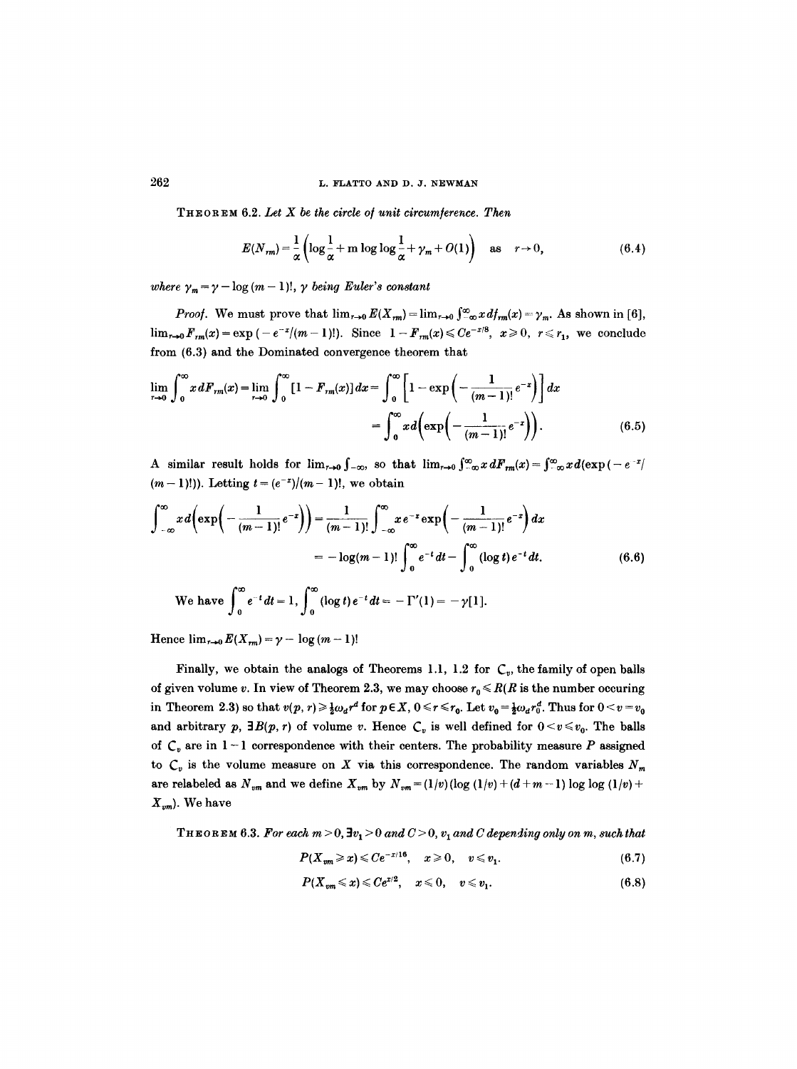**Theorem 6.2.** *Let $X$ be the circle of unit circumference. Then*

$$E(N_{rm}) = \frac{1}{\alpha}\left(\log\frac{1}{\alpha} + m\log\log\frac{1}{\alpha} + \gamma_m + O(1)\right) \quad \text{as} \quad r \to 0, \tag{6.4}$$

*where $\gamma_m = \gamma - \log(m-1)!$, $\gamma$ being Euler's constant*

*Proof.* We must prove that $\lim_{r\to 0} E(X_{rm}) = \lim_{r\to 0}\int_{-\infty}^{\infty} x\,df_{rm}(x) = \gamma_m$. As shown in [6], $\lim_{r\to 0} F_{rm}(x) = \exp(-e^{-x}/(m-1)!)$. Since $1 - F_{rm}(x) \leqslant Ce^{-x/8}$, $x \geqslant 0$, $r \leqslant r_1$, we conclude from (6.3) and the Dominated convergence theorem that

$$\lim_{r\to 0}\int_0^{\infty} x\,dF_{rm}(x) = \lim_{r\to 0}\int_0^{\infty}[1 - F_{rm}(x)]\,dx = \int_0^{\infty}\left[1 - \exp\left(-\frac{1}{(m-1)!}e^{-x}\right)\right]dx$$

$$= \int_0^{\infty} x\,d\left(\exp\left(-\frac{1}{(m-1)!}e^{-x}\right)\right). \tag{6.5}$$

A similar result holds for $\lim_{r\to 0}\int_{-\infty}$, so that $\lim_{r\to 0}\int_{-\infty}^{\infty} x\,dF_{rm}(x) = \int_{-\infty}^{\infty} x\,d(\exp(-e^{-x}/(m-1)!))$. Letting $t = (e^{-x})/(m-1)!$, we obtain

$$\int_{-\infty}^{\infty} x\,d\left(\exp\left(-\frac{1}{(m-1)!}e^{-x}\right)\right) = \frac{1}{(m-1)!}\int_{-\infty}^{\infty} x e^{-x}\exp\left(-\frac{1}{(m-1)!}e^{-x}\right)dx$$

$$= -\log(m-1)!\int_0^{\infty} e^{-t}\,dt - \int_0^{\infty}(\log t)\,e^{-t}\,dt. \tag{6.6}$$

We have $\int_0^{\infty} e^{-t}\,dt = 1$, $\int_0^{\infty}(\log t)\,e^{-t}\,dt = -\Gamma'(1) = -\gamma[1]$.

Hence $\lim_{r\to 0} E(X_{rm}) = \gamma - \log(m-1)!$

Finally, we obtain the analogs of Theorems 1.1, 1.2 for $\mathcal{C}_v$, the family of open balls of given volume $v$. In view of Theorem 2.3, we may choose $r_0 \leqslant R$($R$ is the number occuring in Theorem 2.3) so that $v(p, r) \geqslant \frac{1}{2}\omega_d r^d$ for $p \in X$, $0 \leqslant r \leqslant r_0$. Let $v_0 = \frac{1}{2}\omega_d r_0^d$. Thus for $0 < v = v_0$ and arbitrary $p$, $\exists B(p, r)$ of volume $v$. Hence $\mathcal{C}_v$ is well defined for $0 < v \leqslant v_0$. The balls of $\mathcal{C}_v$ are in $1-1$ correspondence with their centers. The probability measure $P$ assigned to $\mathcal{C}_v$ is the volume measure on $X$ via this correspondence. The random variables $N_m$ are relabeled as $N_{vm}$ and we define $X_{vm}$ by $N_{vm} = (1/v)(\log(1/v) + (d+m-1)\log\log(1/v) + X_{vm})$. We have

**Theorem 6.3.** *For each $m > 0$, $\exists v_1 > 0$ and $C > 0$, $v_1$ and $C$ depending only on $m$, such that*

$$P(X_{vm} \geqslant x) \leqslant Ce^{-x/16}, \quad x \geqslant 0, \quad v \leqslant v_1. \tag{6.7}$$

$$P(X_{vm} \leqslant x) \leqslant Ce^{x/2}, \quad x \leqslant 0, \quad v \leqslant v_1. \tag{6.8}$$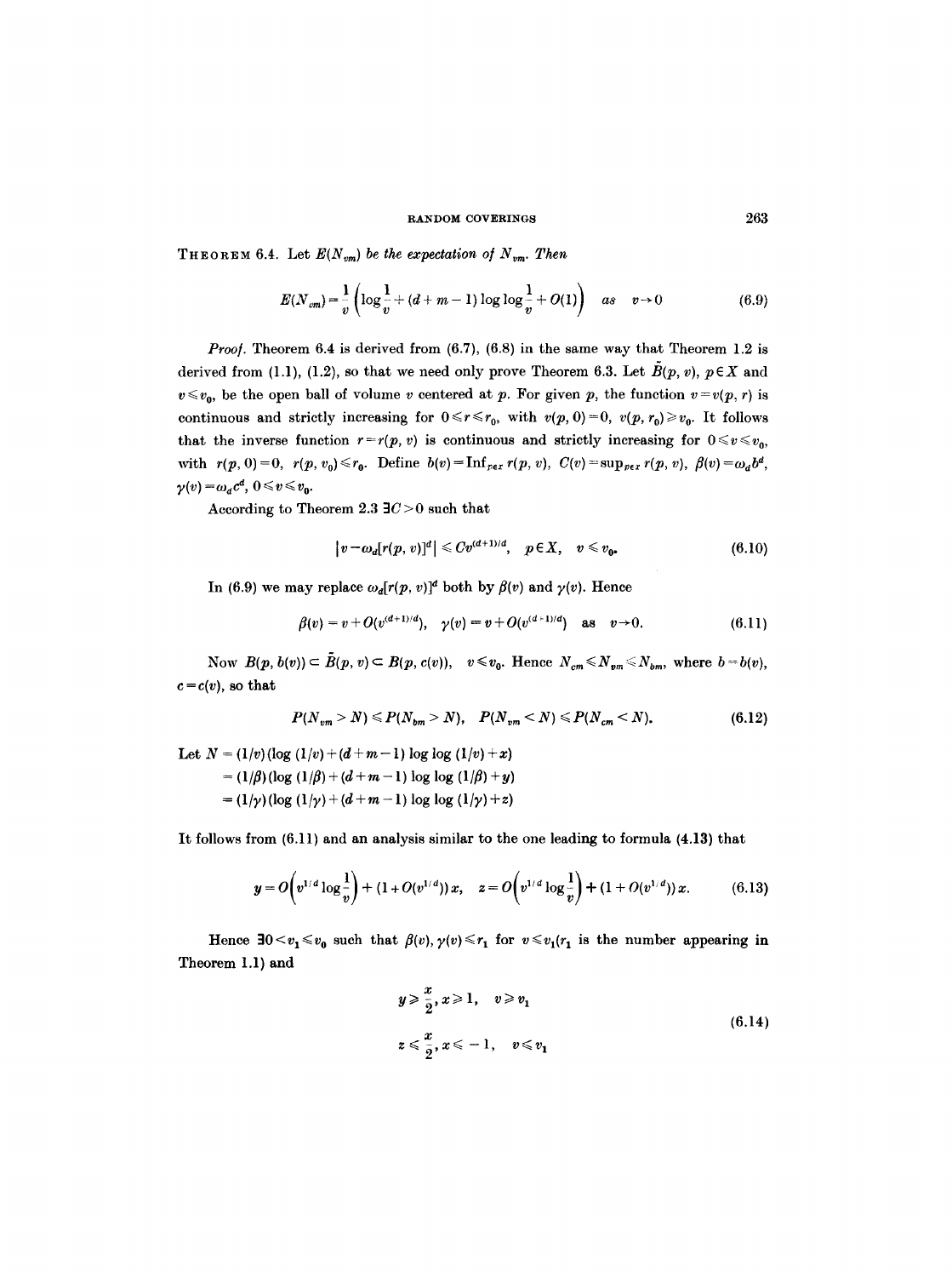**Theorem 6.4.** *Let $E(N_{vm})$ be the expectation of $N_{vm}$. Then*

$$E(N_{vm}) = \frac{1}{v}\left(\log\frac{1}{v} + (d+m-1)\log\log\frac{1}{v} + O(1)\right) \quad as \quad v \to 0 \tag{6.9}$$

*Proof.* Theorem 6.4 is derived from (6.7), (6.8) in the same way that Theorem 1.2 is derived from (1.1), (1.2), so that we need only prove Theorem 6.3. Let $\tilde{B}(p, v)$, $p \in X$ and $v \leqslant v_0$, be the open ball of volume $v$ centered at $p$. For given $p$, the function $v = v(p, r)$ is continuous and strictly increasing for $0 \leqslant r \leqslant r_0$, with $v(p, 0) = 0$, $v(p, r_0) \geqslant v_0$. It follows that the inverse function $r = r(p, v)$ is continuous and strictly increasing for $0 \leqslant v \leqslant v_0$, with $r(p, 0) = 0$, $r(p, v_0) \leqslant r_0$. Define $b(v) = \operatorname{Inf}_{p \in x} r(p, v)$, $C(v) = \sup_{p \in x} r(p, v)$, $\beta(v) = \omega_d b^d$, $\gamma(v) = \omega_d c^d$, $0 \leqslant v \leqslant v_0$.

According to Theorem 2.3 $\exists C > 0$ such that

$$|v - \omega_d[r(p, v)]^d| \leqslant Cv^{(d+1)/d}, \quad p \in X, \quad v \leqslant v_0. \tag{6.10}$$

In (6.9) we may replace $\omega_d[r(p, v)]^d$ both by $\beta(v)$ and $\gamma(v)$. Hence

$$\beta(v) = v + O(v^{(d+1)/d}), \quad \gamma(v) = v + O(v^{(d+1)/d}) \quad \text{as} \quad v \to 0. \tag{6.11}$$

Now $B(p, b(v)) \subset \tilde{B}(p, v) \subset B(p, c(v))$, $v \leqslant v_0$. Hence $N_{cm} \leqslant N_{vm} \leqslant N_{bm}$, where $b = b(v)$, $c = c(v)$, so that

$$P(N_{vm} > N) \leqslant P(N_{bm} > N), \quad P(N_{vm} < N) \leqslant P(N_{cm} < N). \tag{6.12}$$

Let

$$\begin{aligned} N &= (1/v)(\log(1/v) + (d+m-1)\log\log(1/v) + x) \\ &= (1/\beta)(\log(1/\beta) + (d+m-1)\log\log(1/\beta) + y) \\ &= (1/\gamma)(\log(1/\gamma) + (d+m-1)\log\log(1/\gamma) + z) \end{aligned}$$

It follows from (6.11) and an analysis similar to the one leading to formula (4.13) that

$$y = O\left(v^{1/d}\log\frac{1}{v}\right) + (1 + O(v^{1/d}))\,x, \quad z = O\left(v^{1/d}\log\frac{1}{v}\right) + (1 + O(v^{1/d}))\,x. \tag{6.13}$$

Hence $\exists 0 < v_1 \leqslant v_0$ such that $\beta(v), \gamma(v) \leqslant r_1$ for $v \leqslant v_1$ ($r_1$ is the number appearing in Theorem 1.1) and

$$\begin{aligned} &y \geqslant \frac{x}{2}, \; x \geqslant 1, \quad v \geqslant v_1 \\ &z \leqslant \frac{x}{2}, \; x \leqslant -1, \quad v \leqslant v_1 \end{aligned} \tag{6.14}$$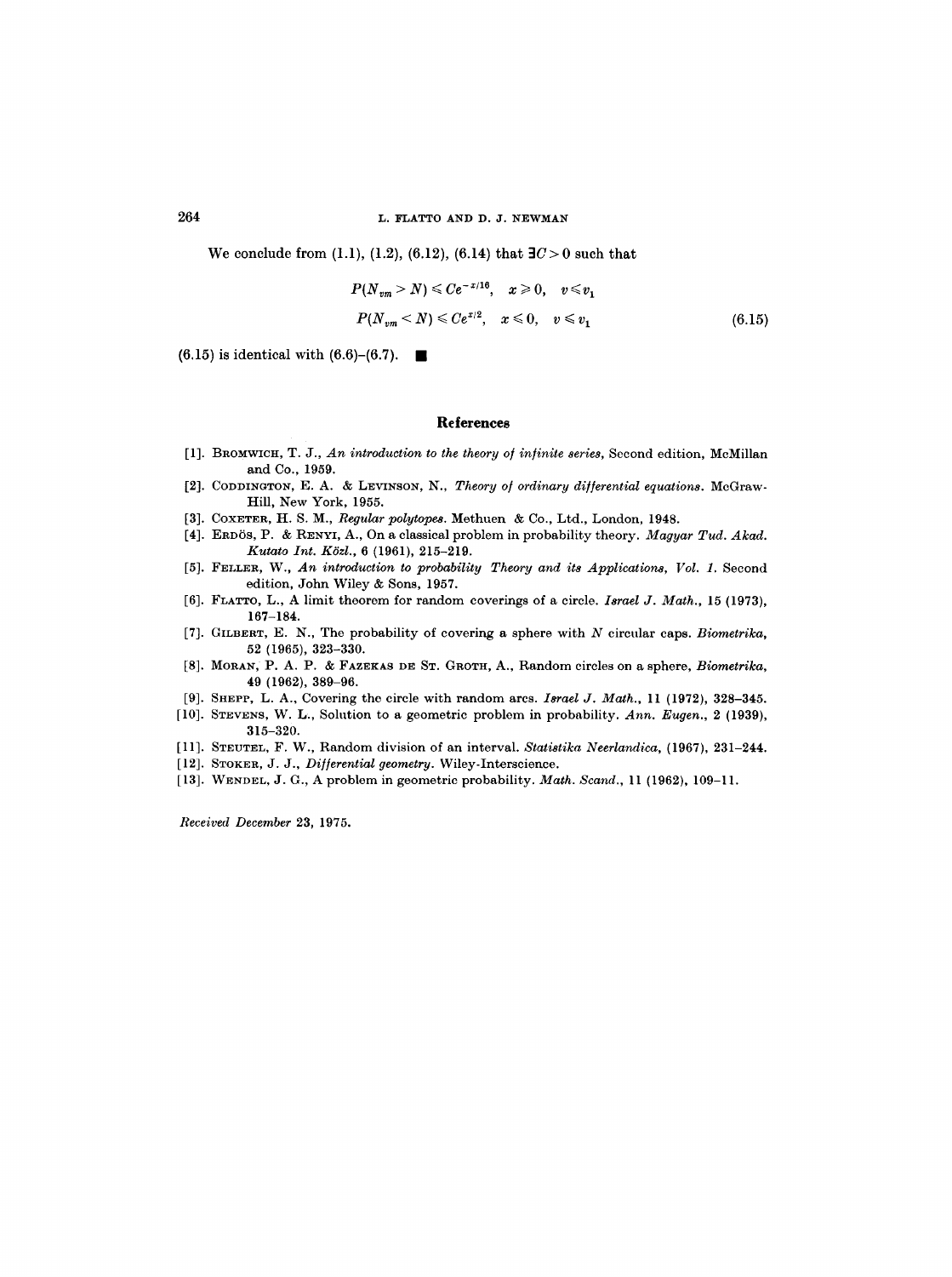We conclude from (1.1), (1.2), (6.12), (6.14) that $\exists C > 0$ such that

$$P(N_{vm} > N) \leqslant Ce^{-x/16}, \quad x \geqslant 0, \quad v \leqslant v_1$$

$$P(N_{vm} < N) \leqslant Ce^{x/2}, \quad x \leqslant 0, \quad v \leqslant v_1 \tag{6.15}$$

(6.15) is identical with (6.6)–(6.7). ∎

## References

[1]. BROMWICH, T. J., *An introduction to the theory of infinite series*, Second edition, McMillan and Co., 1959.

[2]. CODDINGTON, E. A. & LEVINSON, N., *Theory of ordinary differential equations*. McGraw-Hill, New York, 1955.

[3]. COXETER, H. S. M., *Regular polytopes*. Methuen & Co., Ltd., London, 1948.

[4]. ERDÖS, P. & RENYI, A., On a classical problem in probability theory. *Magyar Tud. Akad. Kutato Int. Közl.*, 6 (1961), 215–219.

[5]. FELLER, W., *An introduction to probability Theory and its Applications, Vol. 1.* Second edition, John Wiley & Sons, 1957.

[6]. FLATTO, L., A limit theorem for random coverings of a circle. *Israel J. Math.*, 15 (1973), 167–184.

[7]. GILBERT, E. N., The probability of covering a sphere with $N$ circular caps. *Biometrika*, 52 (1965), 323–330.

[8]. MORAN, P. A. P. & FAZEKAS DE ST. GROTH, A., Random circles on a sphere, *Biometrika*, 49 (1962), 389–96.

[9]. SHEPP, L. A., Covering the circle with random arcs. *Israel J. Math.*, 11 (1972), 328–345.

[10]. STEVENS, W. L., Solution to a geometric problem in probability. *Ann. Eugen.*, 2 (1939), 315–320.

[11]. STEUTEL, F. W., Random division of an interval. *Statistika Neerlandica*, (1967), 231–244.

[12]. STOKER, J. J., *Differential geometry*. Wiley-Interscience.

[13]. WENDEL, J. G., A problem in geometric probability. *Math. Scand.*, 11 (1962), 109–11.

*Received December 23, 1975.*